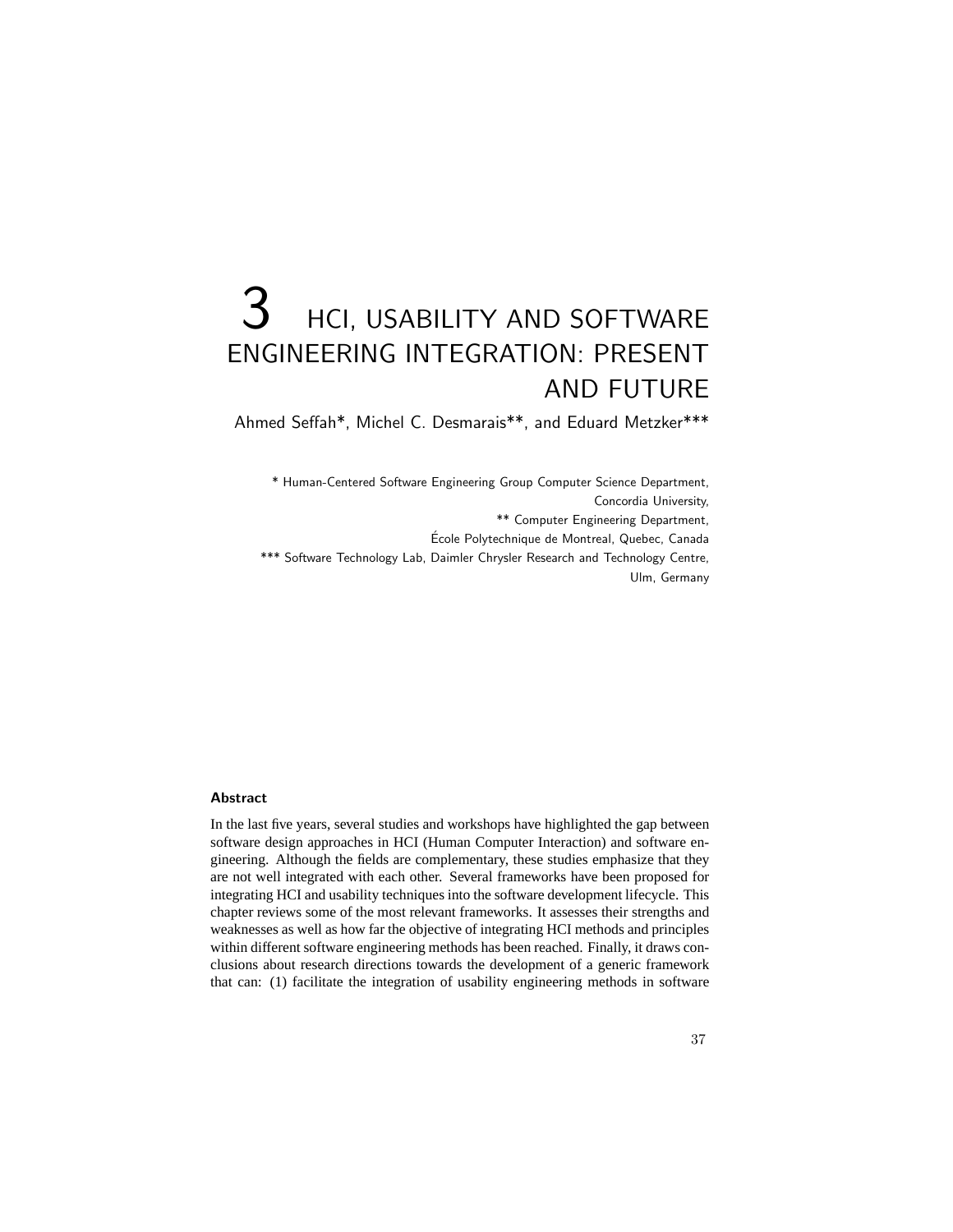# 3 HCI, USABILITY AND SOFTWARE ENGINEERING INTEGRATION: PRESENT AND FUTURE

Ahmed Seffah*, Michel C. Desmarais**, and Eduard Metzker***

\* Human-Centered Software Engineering Group Computer Science Department, Concordia University,
** Computer Engineering Department, École Polytechnique de Montreal, Quebec, Canada
*** Software Technology Lab, Daimler Chrysler Research and Technology Centre, Ulm, Germany

### Abstract

In the last five years, several studies and workshops have highlighted the gap between software design approaches in HCI (Human Computer Interaction) and software engineering. Although the fields are complementary, these studies emphasize that they are not well integrated with each other. Several frameworks have been proposed for integrating HCI and usability techniques into the software development lifecycle. This chapter reviews some of the most relevant frameworks. It assesses their strengths and weaknesses as well as how far the objective of integrating HCI methods and principles within different software engineering methods has been reached. Finally, it draws conclusions about research directions towards the development of a generic framework that can: (1) facilitate the integration of usability engineering methods in software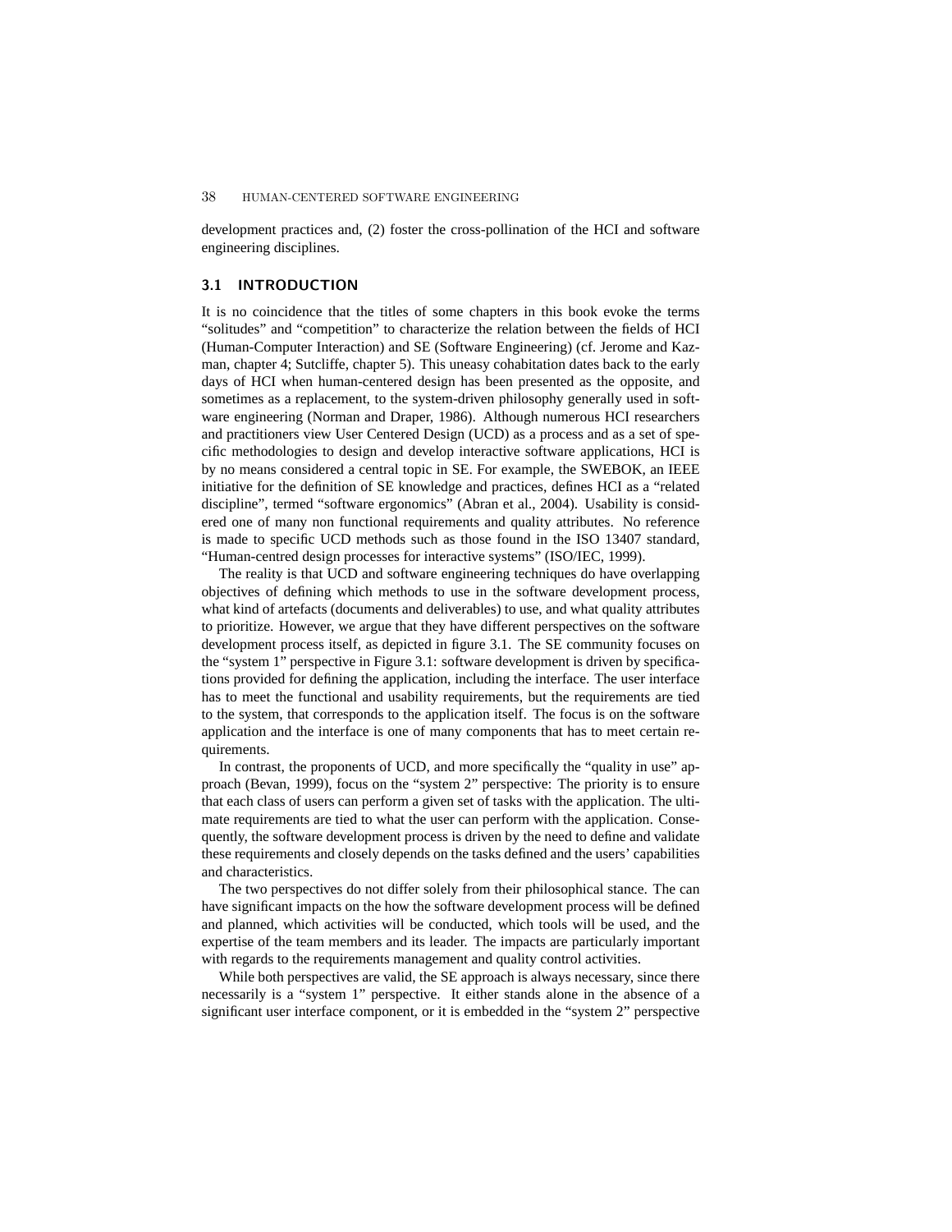development practices and, (2) foster the cross-pollination of the HCI and software engineering disciplines.

## 3.1 INTRODUCTION

It is no coincidence that the titles of some chapters in this book evoke the terms "solitudes" and "competition" to characterize the relation between the fields of HCI (Human-Computer Interaction) and SE (Software Engineering) (cf. Jerome and Kazman, chapter 4; Sutcliffe, chapter 5). This uneasy cohabitation dates back to the early days of HCI when human-centered design has been presented as the opposite, and sometimes as a replacement, to the system-driven philosophy generally used in software engineering (Norman and Draper, 1986). Although numerous HCI researchers and practitioners view User Centered Design (UCD) as a process and as a set of specific methodologies to design and develop interactive software applications, HCI is by no means considered a central topic in SE. For example, the SWEBOK, an IEEE initiative for the definition of SE knowledge and practices, defines HCI as a "related discipline", termed "software ergonomics" (Abran et al., 2004). Usability is considered one of many non functional requirements and quality attributes. No reference is made to specific UCD methods such as those found in the ISO 13407 standard, "Human-centred design processes for interactive systems" (ISO/IEC, 1999).

The reality is that UCD and software engineering techniques do have overlapping objectives of defining which methods to use in the software development process, what kind of artefacts (documents and deliverables) to use, and what quality attributes to prioritize. However, we argue that they have different perspectives on the software development process itself, as depicted in figure 3.1. The SE community focuses on the "system 1" perspective in Figure 3.1: software development is driven by specifications provided for defining the application, including the interface. The user interface has to meet the functional and usability requirements, but the requirements are tied to the system, that corresponds to the application itself. The focus is on the software application and the interface is one of many components that has to meet certain requirements.

In contrast, the proponents of UCD, and more specifically the "quality in use" approach (Bevan, 1999), focus on the "system 2" perspective: The priority is to ensure that each class of users can perform a given set of tasks with the application. The ultimate requirements are tied to what the user can perform with the application. Consequently, the software development process is driven by the need to define and validate these requirements and closely depends on the tasks defined and the users' capabilities and characteristics.

The two perspectives do not differ solely from their philosophical stance. The can have significant impacts on the how the software development process will be defined and planned, which activities will be conducted, which tools will be used, and the expertise of the team members and its leader. The impacts are particularly important with regards to the requirements management and quality control activities.

While both perspectives are valid, the SE approach is always necessary, since there necessarily is a "system 1" perspective. It either stands alone in the absence of a significant user interface component, or it is embedded in the "system 2" perspective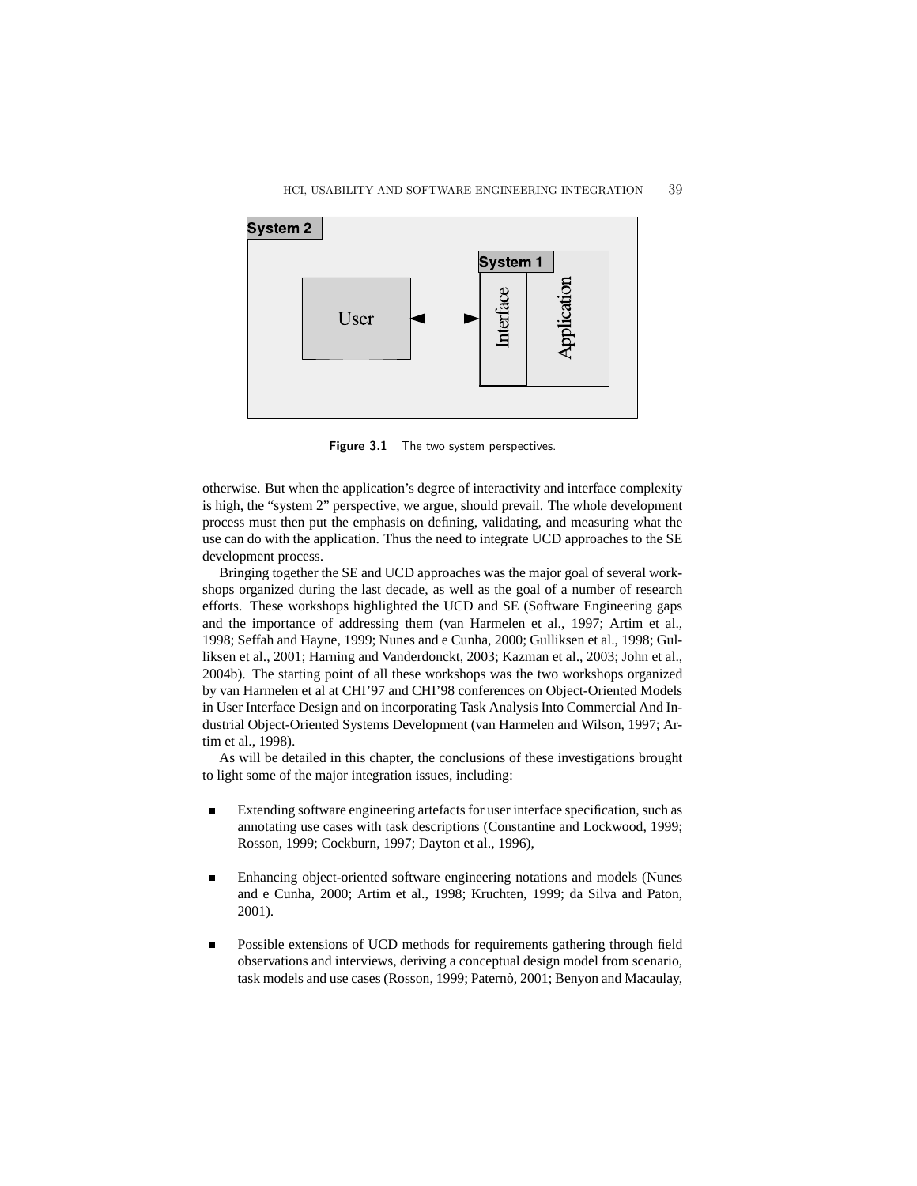**Figure 3.1** The two system perspectives.

otherwise. But when the application's degree of interactivity and interface complexity is high, the "system 2" perspective, we argue, should prevail. The whole development process must then put the emphasis on defining, validating, and measuring what the use can do with the application. Thus the need to integrate UCD approaches to the SE development process.

Bringing together the SE and UCD approaches was the major goal of several workshops organized during the last decade, as well as the goal of a number of research efforts. These workshops highlighted the UCD and SE (Software Engineering gaps and the importance of addressing them (van Harmelen et al., 1997; Artim et al., 1998; Seffah and Hayne, 1999; Nunes and e Cunha, 2000; Gulliksen et al., 1998; Gulliksen et al., 2001; Harning and Vanderdonckt, 2003; Kazman et al., 2003; John et al., 2004b). The starting point of all these workshops was the two workshops organized by van Harmelen et al at CHI'97 and CHI'98 conferences on Object-Oriented Models in User Interface Design and on incorporating Task Analysis Into Commercial And Industrial Object-Oriented Systems Development (van Harmelen and Wilson, 1997; Artim et al., 1998).

As will be detailed in this chapter, the conclusions of these investigations brought to light some of the major integration issues, including:

- Extending software engineering artefacts for user interface specification, such as annotating use cases with task descriptions (Constantine and Lockwood, 1999; Rosson, 1999; Cockburn, 1997; Dayton et al., 1996),

- Enhancing object-oriented software engineering notations and models (Nunes and e Cunha, 2000; Artim et al., 1998; Kruchten, 1999; da Silva and Paton, 2001).

- Possible extensions of UCD methods for requirements gathering through field observations and interviews, deriving a conceptual design model from scenario, task models and use cases (Rosson, 1999; Paternò, 2001; Benyon and Macaulay,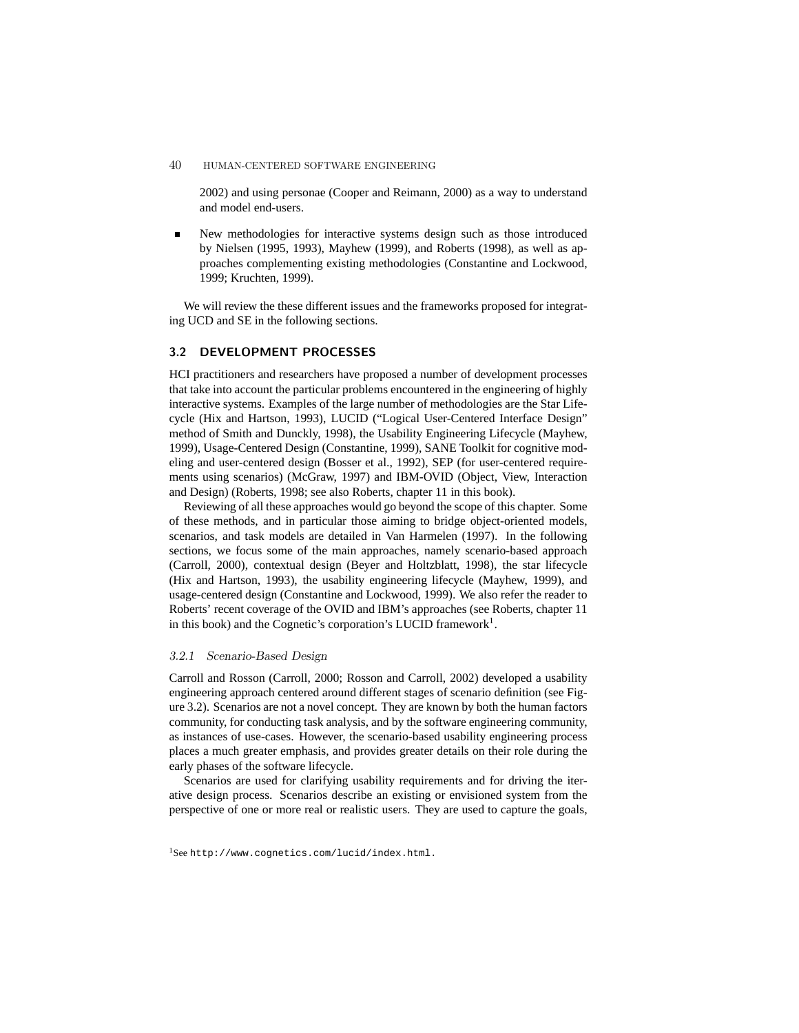2002) and using personae (Cooper and Reimann, 2000) as a way to understand and model end-users.

- New methodologies for interactive systems design such as those introduced by Nielsen (1995, 1993), Mayhew (1999), and Roberts (1998), as well as approaches complementing existing methodologies (Constantine and Lockwood, 1999; Kruchten, 1999).

We will review the these different issues and the frameworks proposed for integrating UCD and SE in the following sections.

## 3.2 DEVELOPMENT PROCESSES

HCI practitioners and researchers have proposed a number of development processes that take into account the particular problems encountered in the engineering of highly interactive systems. Examples of the large number of methodologies are the Star Lifecycle (Hix and Hartson, 1993), LUCID ("Logical User-Centered Interface Design" method of Smith and Dunckly, 1998), the Usability Engineering Lifecycle (Mayhew, 1999), Usage-Centered Design (Constantine, 1999), SANE Toolkit for cognitive modeling and user-centered design (Bosser et al., 1992), SEP (for user-centered requirements using scenarios) (McGraw, 1997) and IBM-OVID (Object, View, Interaction and Design) (Roberts, 1998; see also Roberts, chapter 11 in this book).

Reviewing of all these approaches would go beyond the scope of this chapter. Some of these methods, and in particular those aiming to bridge object-oriented models, scenarios, and task models are detailed in Van Harmelen (1997). In the following sections, we focus some of the main approaches, namely scenario-based approach (Carroll, 2000), contextual design (Beyer and Holtzblatt, 1998), the star lifecycle (Hix and Hartson, 1993), the usability engineering lifecycle (Mayhew, 1999), and usage-centered design (Constantine and Lockwood, 1999). We also refer the reader to Roberts' recent coverage of the OVID and IBM's approaches (see Roberts, chapter 11 in this book) and the Cognetic's corporation's LUCID framework[1].

### *3.2.1 Scenario-Based Design*

Carroll and Rosson (Carroll, 2000; Rosson and Carroll, 2002) developed a usability engineering approach centered around different stages of scenario definition (see Figure 3.2). Scenarios are not a novel concept. They are known by both the human factors community, for conducting task analysis, and by the software engineering community, as instances of use-cases. However, the scenario-based usability engineering process places a much greater emphasis, and provides greater details on their role during the early phases of the software lifecycle.

Scenarios are used for clarifying usability requirements and for driving the iterative design process. Scenarios describe an existing or envisioned system from the perspective of one or more real or realistic users. They are used to capture the goals,

[1] See `http://www.cognetics.com/lucid/index.html`.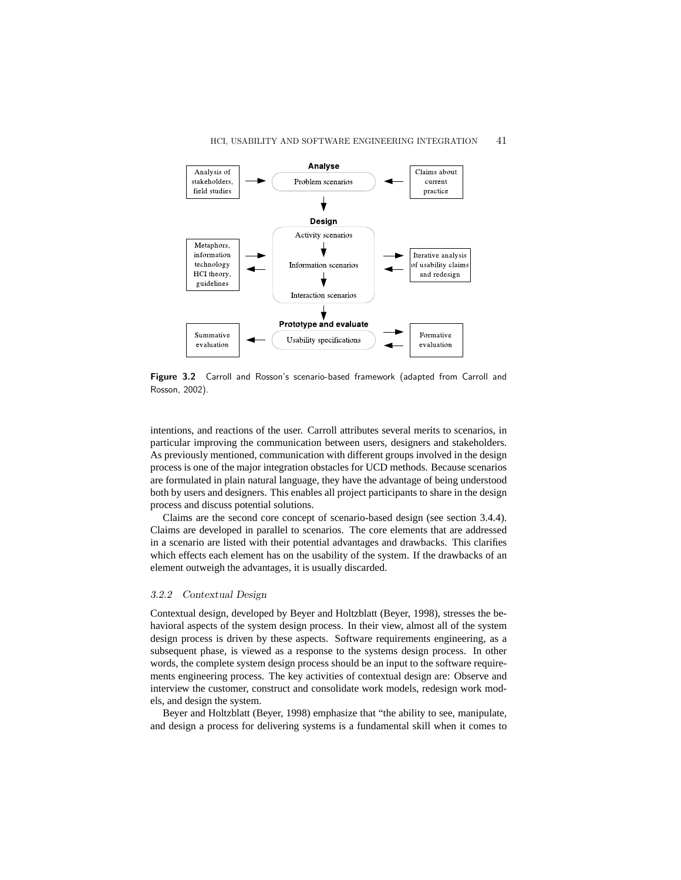**Figure 3.2** Carroll and Rosson's scenario-based framework (adapted from Carroll and Rosson, 2002).

intentions, and reactions of the user. Carroll attributes several merits to scenarios, in particular improving the communication between users, designers and stakeholders. As previously mentioned, communication with different groups involved in the design process is one of the major integration obstacles for UCD methods. Because scenarios are formulated in plain natural language, they have the advantage of being understood both by users and designers. This enables all project participants to share in the design process and discuss potential solutions.

Claims are the second core concept of scenario-based design (see section 3.4.4). Claims are developed in parallel to scenarios. The core elements that are addressed in a scenario are listed with their potential advantages and drawbacks. This clarifies which effects each element has on the usability of the system. If the drawbacks of an element outweigh the advantages, it is usually discarded.

### *3.2.2 Contextual Design*

Contextual design, developed by Beyer and Holtzblatt (Beyer, 1998), stresses the behavioral aspects of the system design process. In their view, almost all of the system design process is driven by these aspects. Software requirements engineering, as a subsequent phase, is viewed as a response to the systems design process. In other words, the complete system design process should be an input to the software requirements engineering process. The key activities of contextual design are: Observe and interview the customer, construct and consolidate work models, redesign work models, and design the system.

Beyer and Holtzblatt (Beyer, 1998) emphasize that "the ability to see, manipulate, and design a process for delivering systems is a fundamental skill when it comes to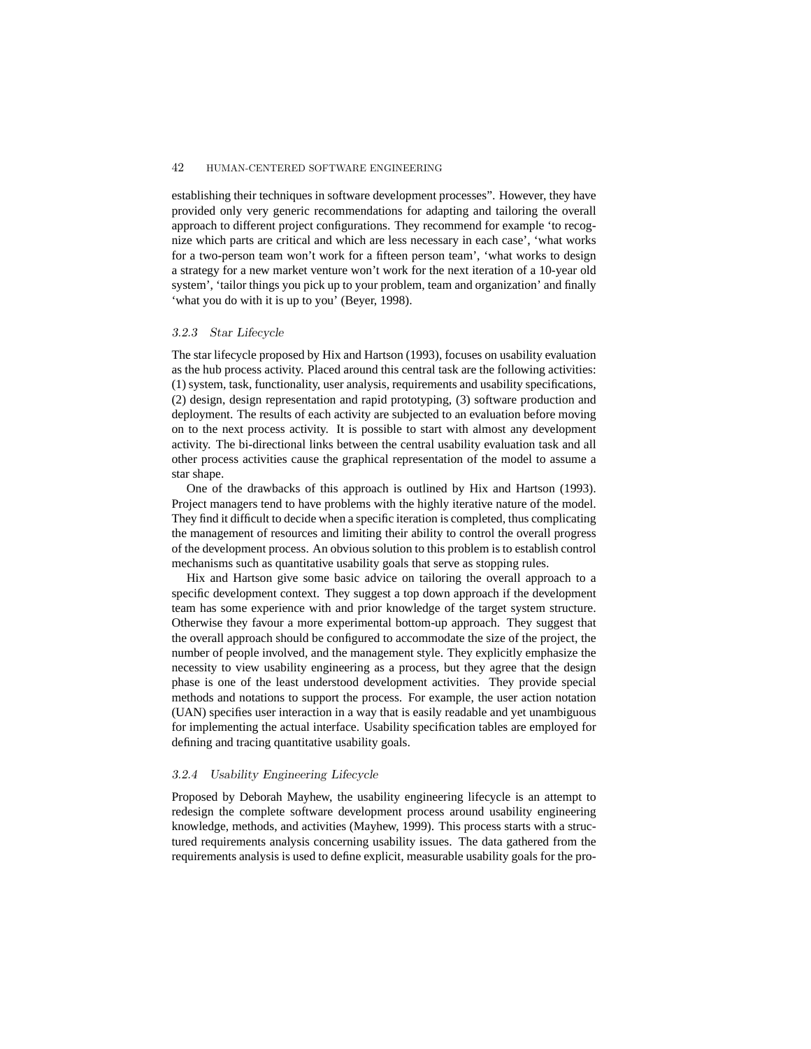establishing their techniques in software development processes". However, they have provided only very generic recommendations for adapting and tailoring the overall approach to different project configurations. They recommend for example 'to recognize which parts are critical and which are less necessary in each case', 'what works for a two-person team won't work for a fifteen person team', 'what works to design a strategy for a new market venture won't work for the next iteration of a 10-year old system', 'tailor things you pick up to your problem, team and organization' and finally 'what you do with it is up to you' (Beyer, 1998).

### *3.2.3 Star Lifecycle*

The star lifecycle proposed by Hix and Hartson (1993), focuses on usability evaluation as the hub process activity. Placed around this central task are the following activities: (1) system, task, functionality, user analysis, requirements and usability specifications, (2) design, design representation and rapid prototyping, (3) software production and deployment. The results of each activity are subjected to an evaluation before moving on to the next process activity. It is possible to start with almost any development activity. The bi-directional links between the central usability evaluation task and all other process activities cause the graphical representation of the model to assume a star shape.

One of the drawbacks of this approach is outlined by Hix and Hartson (1993). Project managers tend to have problems with the highly iterative nature of the model. They find it difficult to decide when a specific iteration is completed, thus complicating the management of resources and limiting their ability to control the overall progress of the development process. An obvious solution to this problem is to establish control mechanisms such as quantitative usability goals that serve as stopping rules.

Hix and Hartson give some basic advice on tailoring the overall approach to a specific development context. They suggest a top down approach if the development team has some experience with and prior knowledge of the target system structure. Otherwise they favour a more experimental bottom-up approach. They suggest that the overall approach should be configured to accommodate the size of the project, the number of people involved, and the management style. They explicitly emphasize the necessity to view usability engineering as a process, but they agree that the design phase is one of the least understood development activities. They provide special methods and notations to support the process. For example, the user action notation (UAN) specifies user interaction in a way that is easily readable and yet unambiguous for implementing the actual interface. Usability specification tables are employed for defining and tracing quantitative usability goals.

### *3.2.4 Usability Engineering Lifecycle*

Proposed by Deborah Mayhew, the usability engineering lifecycle is an attempt to redesign the complete software development process around usability engineering knowledge, methods, and activities (Mayhew, 1999). This process starts with a structured requirements analysis concerning usability issues. The data gathered from the requirements analysis is used to define explicit, measurable usability goals for the pro-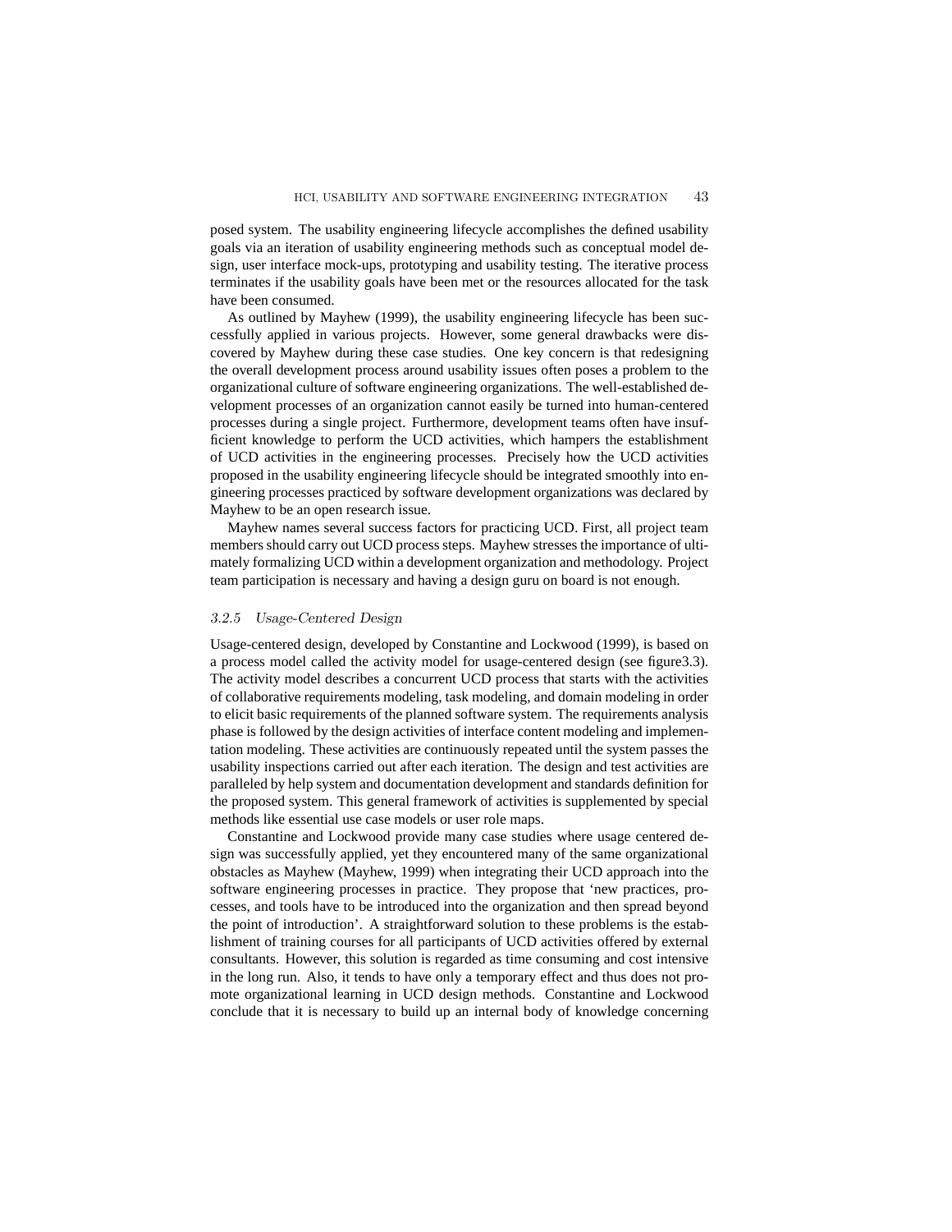posed system. The usability engineering lifecycle accomplishes the defined usability goals via an iteration of usability engineering methods such as conceptual model design, user interface mock-ups, prototyping and usability testing. The iterative process terminates if the usability goals have been met or the resources allocated for the task have been consumed.

As outlined by Mayhew (1999), the usability engineering lifecycle has been successfully applied in various projects. However, some general drawbacks were discovered by Mayhew during these case studies. One key concern is that redesigning the overall development process around usability issues often poses a problem to the organizational culture of software engineering organizations. The well-established development processes of an organization cannot easily be turned into human-centered processes during a single project. Furthermore, development teams often have insufficient knowledge to perform the UCD activities, which hampers the establishment of UCD activities in the engineering processes. Precisely how the UCD activities proposed in the usability engineering lifecycle should be integrated smoothly into engineering processes practiced by software development organizations was declared by Mayhew to be an open research issue.

Mayhew names several success factors for practicing UCD. First, all project team members should carry out UCD process steps. Mayhew stresses the importance of ultimately formalizing UCD within a development organization and methodology. Project team participation is necessary and having a design guru on board is not enough.

### *3.2.5 Usage-Centered Design*

Usage-centered design, developed by Constantine and Lockwood (1999), is based on a process model called the activity model for usage-centered design (see figure3.3). The activity model describes a concurrent UCD process that starts with the activities of collaborative requirements modeling, task modeling, and domain modeling in order to elicit basic requirements of the planned software system. The requirements analysis phase is followed by the design activities of interface content modeling and implementation modeling. These activities are continuously repeated until the system passes the usability inspections carried out after each iteration. The design and test activities are paralleled by help system and documentation development and standards definition for the proposed system. This general framework of activities is supplemented by special methods like essential use case models or user role maps.

Constantine and Lockwood provide many case studies where usage centered design was successfully applied, yet they encountered many of the same organizational obstacles as Mayhew (Mayhew, 1999) when integrating their UCD approach into the software engineering processes in practice. They propose that 'new practices, processes, and tools have to be introduced into the organization and then spread beyond the point of introduction'. A straightforward solution to these problems is the establishment of training courses for all participants of UCD activities offered by external consultants. However, this solution is regarded as time consuming and cost intensive in the long run. Also, it tends to have only a temporary effect and thus does not promote organizational learning in UCD design methods. Constantine and Lockwood conclude that it is necessary to build up an internal body of knowledge concerning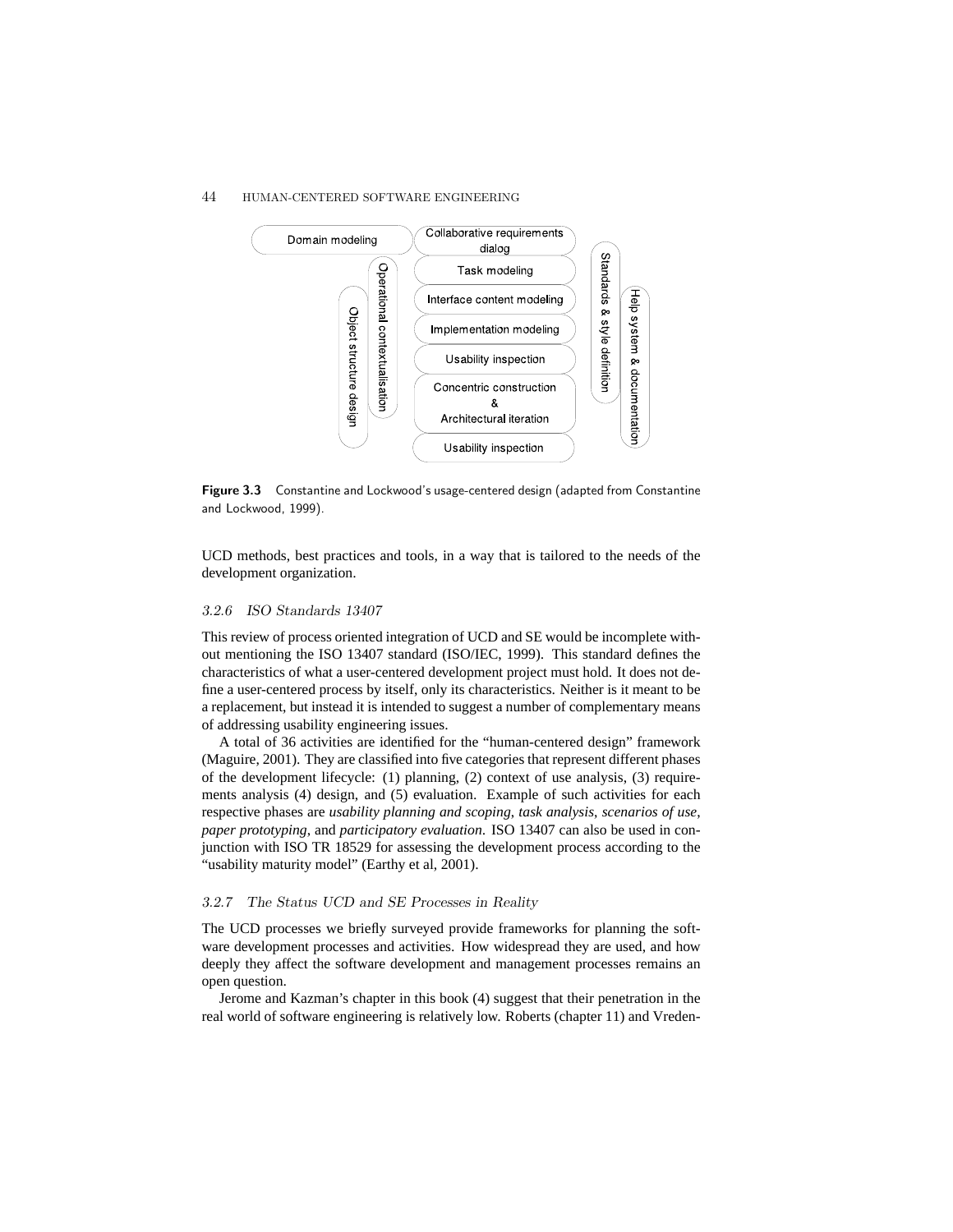**Figure 3.3** Constantine and Lockwood's usage-centered design (adapted from Constantine and Lockwood, 1999).

UCD methods, best practices and tools, in a way that is tailored to the needs of the development organization.

### 3.2.6 ISO Standards 13407

This review of process oriented integration of UCD and SE would be incomplete without mentioning the ISO 13407 standard (ISO/IEC, 1999). This standard defines the characteristics of what a user-centered development project must hold. It does not define a user-centered process by itself, only its characteristics. Neither is it meant to be a replacement, but instead it is intended to suggest a number of complementary means of addressing usability engineering issues.

A total of 36 activities are identified for the "human-centered design" framework (Maguire, 2001). They are classified into five categories that represent different phases of the development lifecycle: (1) planning, (2) context of use analysis, (3) requirements analysis (4) design, and (5) evaluation. Example of such activities for each respective phases are *usability planning and scoping*, *task analysis*, *scenarios of use*, *paper prototyping*, and *participatory evaluation*. ISO 13407 can also be used in conjunction with ISO TR 18529 for assessing the development process according to the "usability maturity model" (Earthy et al, 2001).

### 3.2.7 The Status UCD and SE Processes in Reality

The UCD processes we briefly surveyed provide frameworks for planning the software development processes and activities. How widespread they are used, and how deeply they affect the software development and management processes remains an open question.

Jerome and Kazman's chapter in this book (4) suggest that their penetration in the real world of software engineering is relatively low. Roberts (chapter 11) and Vreden-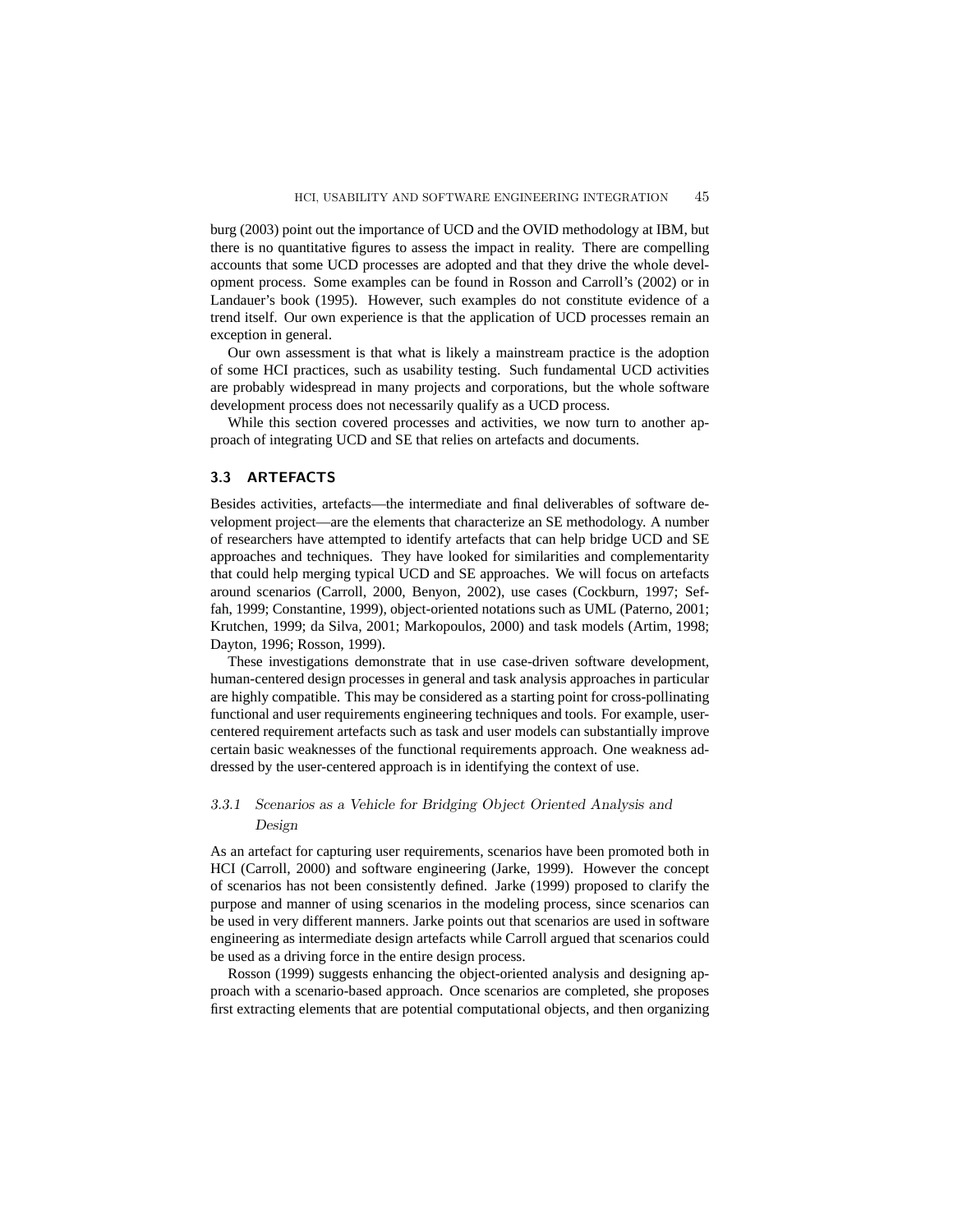burg (2003) point out the importance of UCD and the OVID methodology at IBM, but there is no quantitative figures to assess the impact in reality. There are compelling accounts that some UCD processes are adopted and that they drive the whole development process. Some examples can be found in Rosson and Carroll's (2002) or in Landauer's book (1995). However, such examples do not constitute evidence of a trend itself. Our own experience is that the application of UCD processes remain an exception in general.

Our own assessment is that what is likely a mainstream practice is the adoption of some HCI practices, such as usability testing. Such fundamental UCD activities are probably widespread in many projects and corporations, but the whole software development process does not necessarily qualify as a UCD process.

While this section covered processes and activities, we now turn to another approach of integrating UCD and SE that relies on artefacts and documents.

## 3.3 ARTEFACTS

Besides activities, artefacts—the intermediate and final deliverables of software development project—are the elements that characterize an SE methodology. A number of researchers have attempted to identify artefacts that can help bridge UCD and SE approaches and techniques. They have looked for similarities and complementarity that could help merging typical UCD and SE approaches. We will focus on artefacts around scenarios (Carroll, 2000, Benyon, 2002), use cases (Cockburn, 1997; Seffah, 1999; Constantine, 1999), object-oriented notations such as UML (Paterno, 2001; Krutchen, 1999; da Silva, 2001; Markopoulos, 2000) and task models (Artim, 1998; Dayton, 1996; Rosson, 1999).

These investigations demonstrate that in use case-driven software development, human-centered design processes in general and task analysis approaches in particular are highly compatible. This may be considered as a starting point for cross-pollinating functional and user requirements engineering techniques and tools. For example, user-centered requirement artefacts such as task and user models can substantially improve certain basic weaknesses of the functional requirements approach. One weakness addressed by the user-centered approach is in identifying the context of use.

### *3.3.1 Scenarios as a Vehicle for Bridging Object Oriented Analysis and Design*

As an artefact for capturing user requirements, scenarios have been promoted both in HCI (Carroll, 2000) and software engineering (Jarke, 1999). However the concept of scenarios has not been consistently defined. Jarke (1999) proposed to clarify the purpose and manner of using scenarios in the modeling process, since scenarios can be used in very different manners. Jarke points out that scenarios are used in software engineering as intermediate design artefacts while Carroll argued that scenarios could be used as a driving force in the entire design process.

Rosson (1999) suggests enhancing the object-oriented analysis and designing approach with a scenario-based approach. Once scenarios are completed, she proposes first extracting elements that are potential computational objects, and then organizing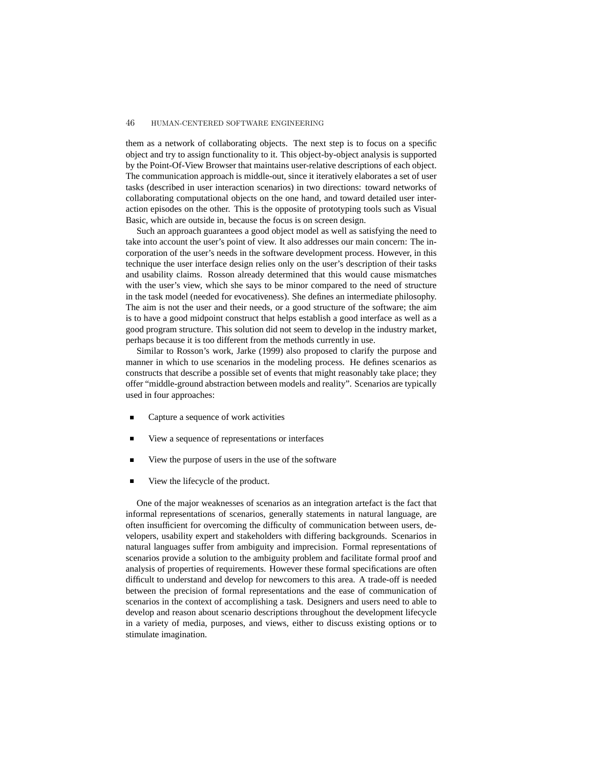them as a network of collaborating objects. The next step is to focus on a specific object and try to assign functionality to it. This object-by-object analysis is supported by the Point-Of-View Browser that maintains user-relative descriptions of each object. The communication approach is middle-out, since it iteratively elaborates a set of user tasks (described in user interaction scenarios) in two directions: toward networks of collaborating computational objects on the one hand, and toward detailed user interaction episodes on the other. This is the opposite of prototyping tools such as Visual Basic, which are outside in, because the focus is on screen design.

Such an approach guarantees a good object model as well as satisfying the need to take into account the user's point of view. It also addresses our main concern: The incorporation of the user's needs in the software development process. However, in this technique the user interface design relies only on the user's description of their tasks and usability claims. Rosson already determined that this would cause mismatches with the user's view, which she says to be minor compared to the need of structure in the task model (needed for evocativeness). She defines an intermediate philosophy. The aim is not the user and their needs, or a good structure of the software; the aim is to have a good midpoint construct that helps establish a good interface as well as a good program structure. This solution did not seem to develop in the industry market, perhaps because it is too different from the methods currently in use.

Similar to Rosson's work, Jarke (1999) also proposed to clarify the purpose and manner in which to use scenarios in the modeling process. He defines scenarios as constructs that describe a possible set of events that might reasonably take place; they offer "middle-ground abstraction between models and reality". Scenarios are typically used in four approaches:

- Capture a sequence of work activities
- View a sequence of representations or interfaces
- View the purpose of users in the use of the software
- View the lifecycle of the product.

One of the major weaknesses of scenarios as an integration artefact is the fact that informal representations of scenarios, generally statements in natural language, are often insufficient for overcoming the difficulty of communication between users, developers, usability expert and stakeholders with differing backgrounds. Scenarios in natural languages suffer from ambiguity and imprecision. Formal representations of scenarios provide a solution to the ambiguity problem and facilitate formal proof and analysis of properties of requirements. However these formal specifications are often difficult to understand and develop for newcomers to this area. A trade-off is needed between the precision of formal representations and the ease of communication of scenarios in the context of accomplishing a task. Designers and users need to able to develop and reason about scenario descriptions throughout the development lifecycle in a variety of media, purposes, and views, either to discuss existing options or to stimulate imagination.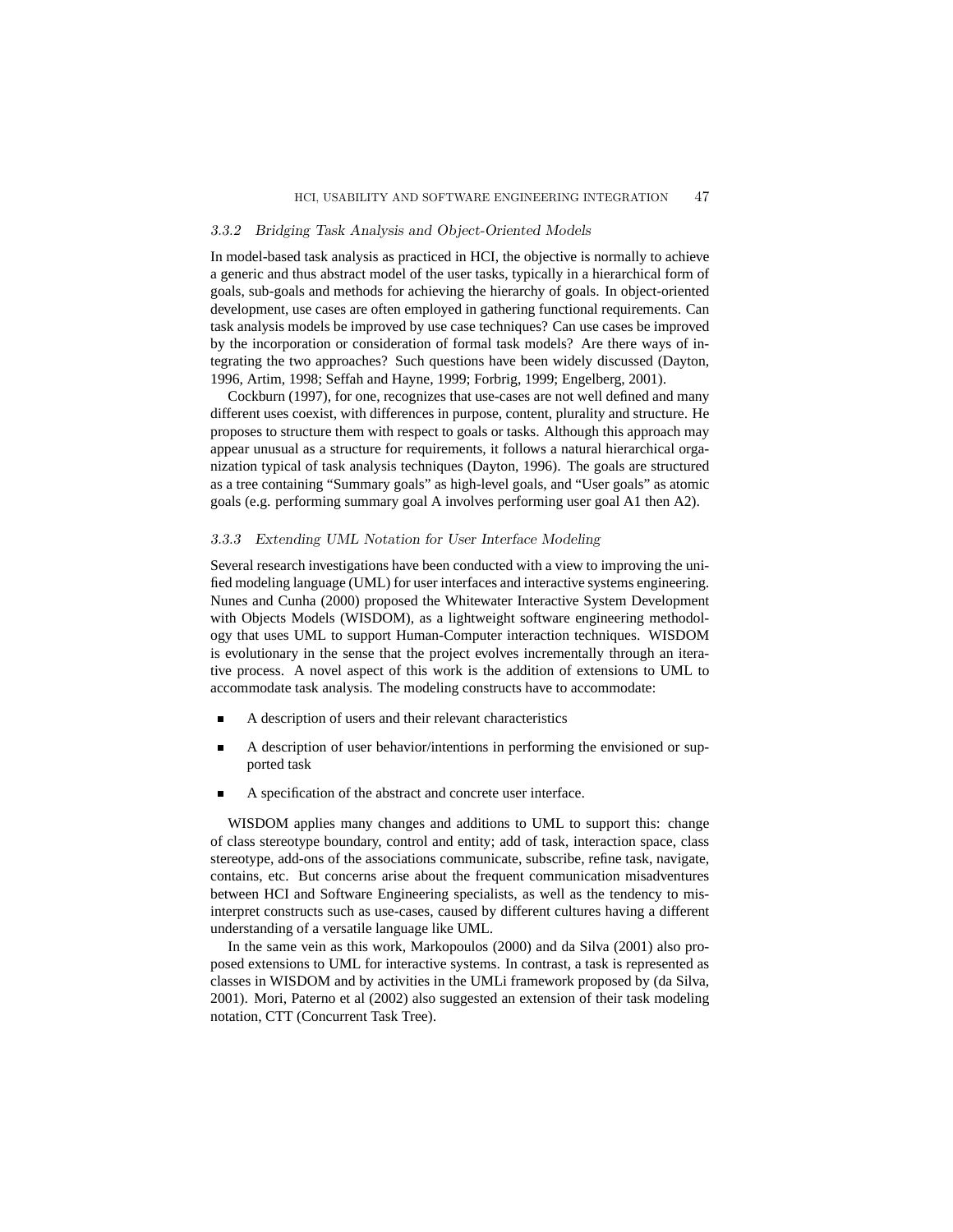### 3.3.2 Bridging Task Analysis and Object-Oriented Models

In model-based task analysis as practiced in HCI, the objective is normally to achieve a generic and thus abstract model of the user tasks, typically in a hierarchical form of goals, sub-goals and methods for achieving the hierarchy of goals. In object-oriented development, use cases are often employed in gathering functional requirements. Can task analysis models be improved by use case techniques? Can use cases be improved by the incorporation or consideration of formal task models? Are there ways of integrating the two approaches? Such questions have been widely discussed (Dayton, 1996, Artim, 1998; Seffah and Hayne, 1999; Forbrig, 1999; Engelberg, 2001).

Cockburn (1997), for one, recognizes that use-cases are not well defined and many different uses coexist, with differences in purpose, content, plurality and structure. He proposes to structure them with respect to goals or tasks. Although this approach may appear unusual as a structure for requirements, it follows a natural hierarchical organization typical of task analysis techniques (Dayton, 1996). The goals are structured as a tree containing "Summary goals" as high-level goals, and "User goals" as atomic goals (e.g. performing summary goal A involves performing user goal A1 then A2).

### 3.3.3 Extending UML Notation for User Interface Modeling

Several research investigations have been conducted with a view to improving the unified modeling language (UML) for user interfaces and interactive systems engineering. Nunes and Cunha (2000) proposed the Whitewater Interactive System Development with Objects Models (WISDOM), as a lightweight software engineering methodology that uses UML to support Human-Computer interaction techniques. WISDOM is evolutionary in the sense that the project evolves incrementally through an iterative process. A novel aspect of this work is the addition of extensions to UML to accommodate task analysis. The modeling constructs have to accommodate:

- A description of users and their relevant characteristics
- A description of user behavior/intentions in performing the envisioned or supported task
- A specification of the abstract and concrete user interface.

WISDOM applies many changes and additions to UML to support this: change of class stereotype boundary, control and entity; add of task, interaction space, class stereotype, add-ons of the associations communicate, subscribe, refine task, navigate, contains, etc. But concerns arise about the frequent communication misadventures between HCI and Software Engineering specialists, as well as the tendency to misinterpret constructs such as use-cases, caused by different cultures having a different understanding of a versatile language like UML.

In the same vein as this work, Markopoulos (2000) and da Silva (2001) also proposed extensions to UML for interactive systems. In contrast, a task is represented as classes in WISDOM and by activities in the UMLi framework proposed by (da Silva, 2001). Mori, Paterno et al (2002) also suggested an extension of their task modeling notation, CTT (Concurrent Task Tree).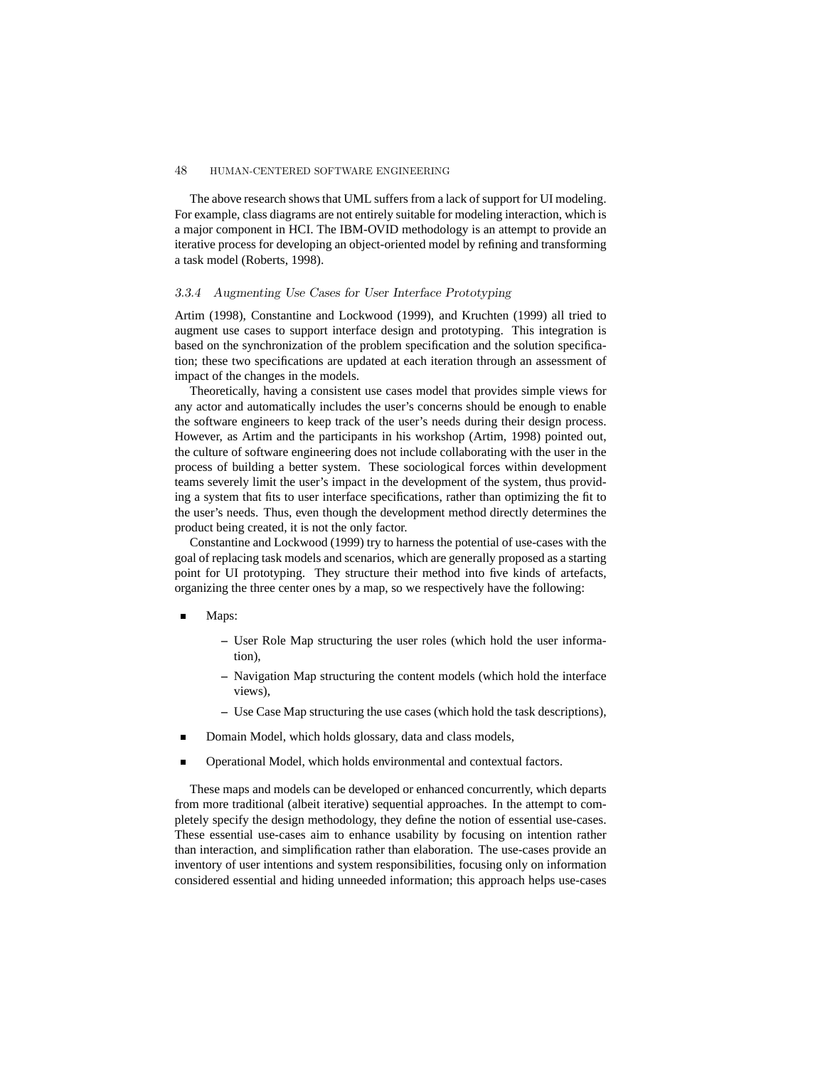The above research shows that UML suffers from a lack of support for UI modeling. For example, class diagrams are not entirely suitable for modeling interaction, which is a major component in HCI. The IBM-OVID methodology is an attempt to provide an iterative process for developing an object-oriented model by refining and transforming a task model (Roberts, 1998).

### *3.3.4 Augmenting Use Cases for User Interface Prototyping*

Artim (1998), Constantine and Lockwood (1999), and Kruchten (1999) all tried to augment use cases to support interface design and prototyping. This integration is based on the synchronization of the problem specification and the solution specification; these two specifications are updated at each iteration through an assessment of impact of the changes in the models.

Theoretically, having a consistent use cases model that provides simple views for any actor and automatically includes the user's concerns should be enough to enable the software engineers to keep track of the user's needs during their design process. However, as Artim and the participants in his workshop (Artim, 1998) pointed out, the culture of software engineering does not include collaborating with the user in the process of building a better system. These sociological forces within development teams severely limit the user's impact in the development of the system, thus providing a system that fits to user interface specifications, rather than optimizing the fit to the user's needs. Thus, even though the development method directly determines the product being created, it is not the only factor.

Constantine and Lockwood (1999) try to harness the potential of use-cases with the goal of replacing task models and scenarios, which are generally proposed as a starting point for UI prototyping. They structure their method into five kinds of artefacts, organizing the three center ones by a map, so we respectively have the following:

- Maps:
  - User Role Map structuring the user roles (which hold the user information),
  - Navigation Map structuring the content models (which hold the interface views),
  - Use Case Map structuring the use cases (which hold the task descriptions),
- Domain Model, which holds glossary, data and class models,
- Operational Model, which holds environmental and contextual factors.

These maps and models can be developed or enhanced concurrently, which departs from more traditional (albeit iterative) sequential approaches. In the attempt to completely specify the design methodology, they define the notion of essential use-cases. These essential use-cases aim to enhance usability by focusing on intention rather than interaction, and simplification rather than elaboration. The use-cases provide an inventory of user intentions and system responsibilities, focusing only on information considered essential and hiding unneeded information; this approach helps use-cases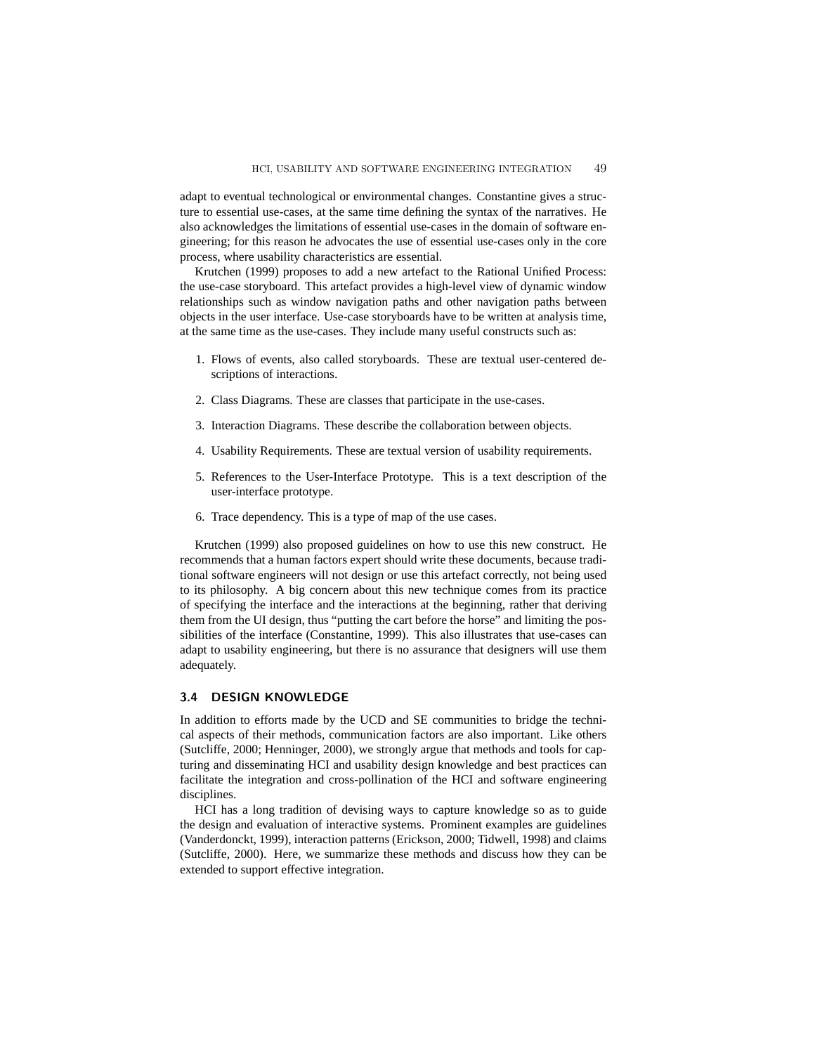adapt to eventual technological or environmental changes. Constantine gives a structure to essential use-cases, at the same time defining the syntax of the narratives. He also acknowledges the limitations of essential use-cases in the domain of software engineering; for this reason he advocates the use of essential use-cases only in the core process, where usability characteristics are essential.

Krutchen (1999) proposes to add a new artefact to the Rational Unified Process: the use-case storyboard. This artefact provides a high-level view of dynamic window relationships such as window navigation paths and other navigation paths between objects in the user interface. Use-case storyboards have to be written at analysis time, at the same time as the use-cases. They include many useful constructs such as:

1. Flows of events, also called storyboards. These are textual user-centered descriptions of interactions.
2. Class Diagrams. These are classes that participate in the use-cases.
3. Interaction Diagrams. These describe the collaboration between objects.
4. Usability Requirements. These are textual version of usability requirements.
5. References to the User-Interface Prototype. This is a text description of the user-interface prototype.
6. Trace dependency. This is a type of map of the use cases.

Krutchen (1999) also proposed guidelines on how to use this new construct. He recommends that a human factors expert should write these documents, because traditional software engineers will not design or use this artefact correctly, not being used to its philosophy. A big concern about this new technique comes from its practice of specifying the interface and the interactions at the beginning, rather that deriving them from the UI design, thus "putting the cart before the horse" and limiting the possibilities of the interface (Constantine, 1999). This also illustrates that use-cases can adapt to usability engineering, but there is no assurance that designers will use them adequately.

### 3.4 DESIGN KNOWLEDGE

In addition to efforts made by the UCD and SE communities to bridge the technical aspects of their methods, communication factors are also important. Like others (Sutcliffe, 2000; Henninger, 2000), we strongly argue that methods and tools for capturing and disseminating HCI and usability design knowledge and best practices can facilitate the integration and cross-pollination of the HCI and software engineering disciplines.

HCI has a long tradition of devising ways to capture knowledge so as to guide the design and evaluation of interactive systems. Prominent examples are guidelines (Vanderdonckt, 1999), interaction patterns (Erickson, 2000; Tidwell, 1998) and claims (Sutcliffe, 2000). Here, we summarize these methods and discuss how they can be extended to support effective integration.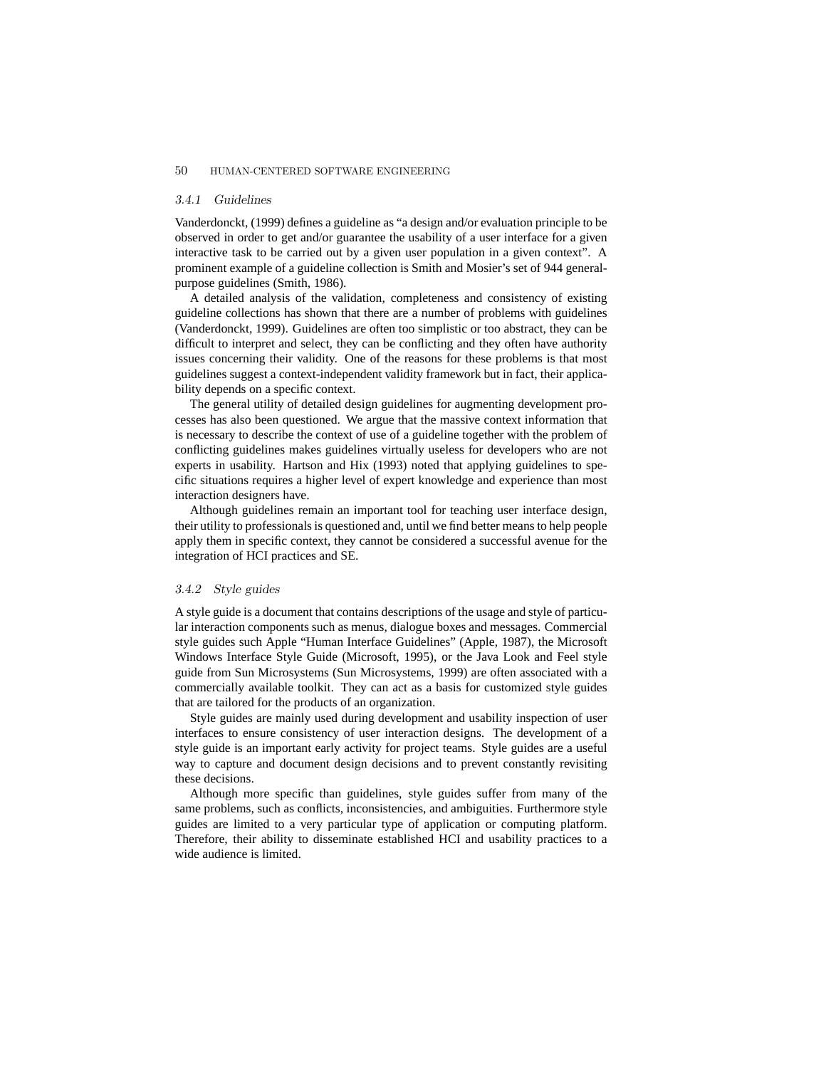### *3.4.1 Guidelines*

Vanderdonckt, (1999) defines a guideline as "a design and/or evaluation principle to be observed in order to get and/or guarantee the usability of a user interface for a given interactive task to be carried out by a given user population in a given context". A prominent example of a guideline collection is Smith and Mosier's set of 944 general-purpose guidelines (Smith, 1986).

A detailed analysis of the validation, completeness and consistency of existing guideline collections has shown that there are a number of problems with guidelines (Vanderdonckt, 1999). Guidelines are often too simplistic or too abstract, they can be difficult to interpret and select, they can be conflicting and they often have authority issues concerning their validity. One of the reasons for these problems is that most guidelines suggest a context-independent validity framework but in fact, their applicability depends on a specific context.

The general utility of detailed design guidelines for augmenting development processes has also been questioned. We argue that the massive context information that is necessary to describe the context of use of a guideline together with the problem of conflicting guidelines makes guidelines virtually useless for developers who are not experts in usability. Hartson and Hix (1993) noted that applying guidelines to specific situations requires a higher level of expert knowledge and experience than most interaction designers have.

Although guidelines remain an important tool for teaching user interface design, their utility to professionals is questioned and, until we find better means to help people apply them in specific context, they cannot be considered a successful avenue for the integration of HCI practices and SE.

### *3.4.2 Style guides*

A style guide is a document that contains descriptions of the usage and style of particular interaction components such as menus, dialogue boxes and messages. Commercial style guides such Apple "Human Interface Guidelines" (Apple, 1987), the Microsoft Windows Interface Style Guide (Microsoft, 1995), or the Java Look and Feel style guide from Sun Microsystems (Sun Microsystems, 1999) are often associated with a commercially available toolkit. They can act as a basis for customized style guides that are tailored for the products of an organization.

Style guides are mainly used during development and usability inspection of user interfaces to ensure consistency of user interaction designs. The development of a style guide is an important early activity for project teams. Style guides are a useful way to capture and document design decisions and to prevent constantly revisiting these decisions.

Although more specific than guidelines, style guides suffer from many of the same problems, such as conflicts, inconsistencies, and ambiguities. Furthermore style guides are limited to a very particular type of application or computing platform. Therefore, their ability to disseminate established HCI and usability practices to a wide audience is limited.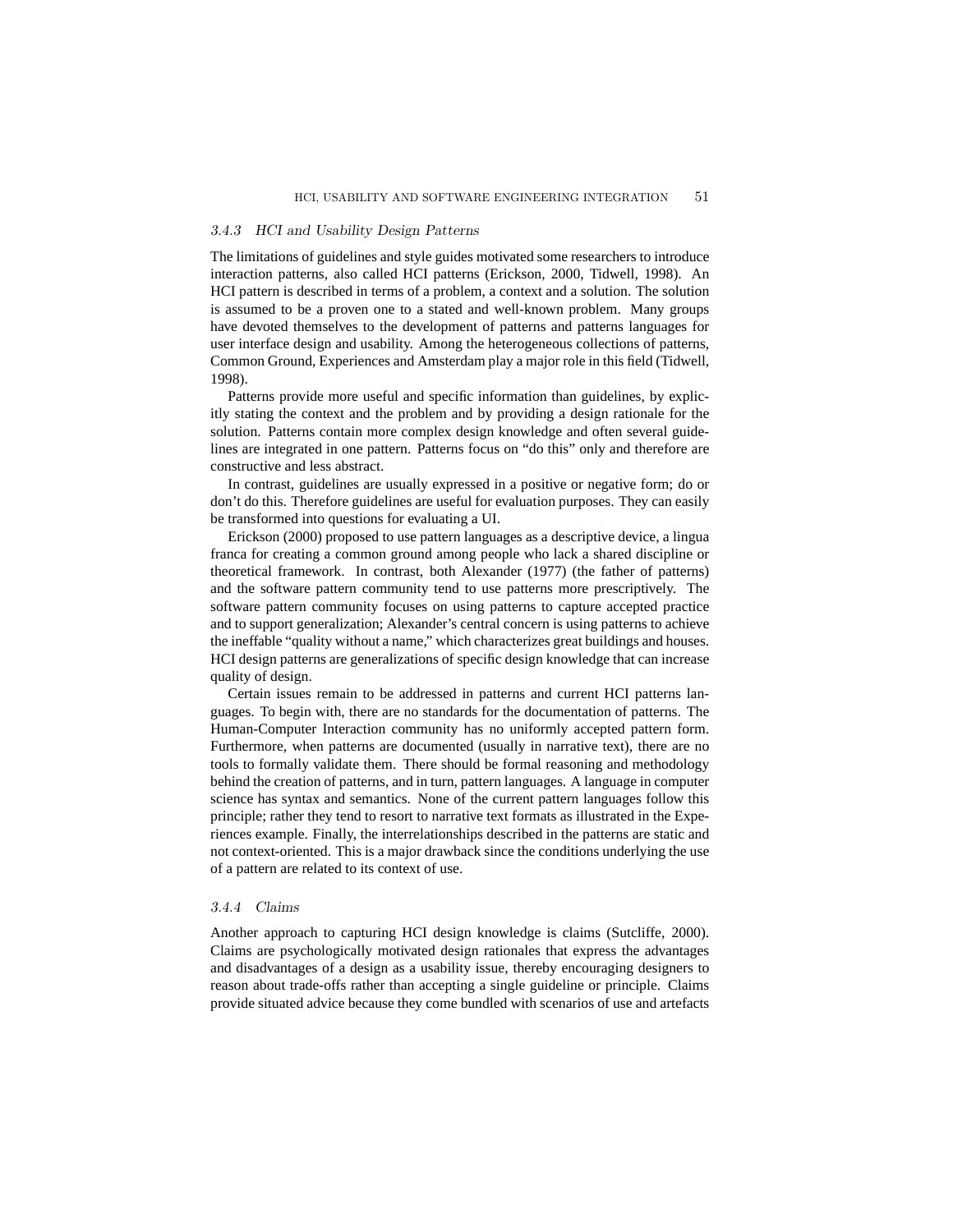### 3.4.3 HCI and Usability Design Patterns

The limitations of guidelines and style guides motivated some researchers to introduce interaction patterns, also called HCI patterns (Erickson, 2000, Tidwell, 1998). An HCI pattern is described in terms of a problem, a context and a solution. The solution is assumed to be a proven one to a stated and well-known problem. Many groups have devoted themselves to the development of patterns and patterns languages for user interface design and usability. Among the heterogeneous collections of patterns, Common Ground, Experiences and Amsterdam play a major role in this field (Tidwell, 1998).

Patterns provide more useful and specific information than guidelines, by explicitly stating the context and the problem and by providing a design rationale for the solution. Patterns contain more complex design knowledge and often several guidelines are integrated in one pattern. Patterns focus on "do this" only and therefore are constructive and less abstract.

In contrast, guidelines are usually expressed in a positive or negative form; do or don't do this. Therefore guidelines are useful for evaluation purposes. They can easily be transformed into questions for evaluating a UI.

Erickson (2000) proposed to use pattern languages as a descriptive device, a lingua franca for creating a common ground among people who lack a shared discipline or theoretical framework. In contrast, both Alexander (1977) (the father of patterns) and the software pattern community tend to use patterns more prescriptively. The software pattern community focuses on using patterns to capture accepted practice and to support generalization; Alexander's central concern is using patterns to achieve the ineffable "quality without a name," which characterizes great buildings and houses. HCI design patterns are generalizations of specific design knowledge that can increase quality of design.

Certain issues remain to be addressed in patterns and current HCI patterns languages. To begin with, there are no standards for the documentation of patterns. The Human-Computer Interaction community has no uniformly accepted pattern form. Furthermore, when patterns are documented (usually in narrative text), there are no tools to formally validate them. There should be formal reasoning and methodology behind the creation of patterns, and in turn, pattern languages. A language in computer science has syntax and semantics. None of the current pattern languages follow this principle; rather they tend to resort to narrative text formats as illustrated in the Experiences example. Finally, the interrelationships described in the patterns are static and not context-oriented. This is a major drawback since the conditions underlying the use of a pattern are related to its context of use.

### 3.4.4 Claims

Another approach to capturing HCI design knowledge is claims (Sutcliffe, 2000). Claims are psychologically motivated design rationales that express the advantages and disadvantages of a design as a usability issue, thereby encouraging designers to reason about trade-offs rather than accepting a single guideline or principle. Claims provide situated advice because they come bundled with scenarios of use and artefacts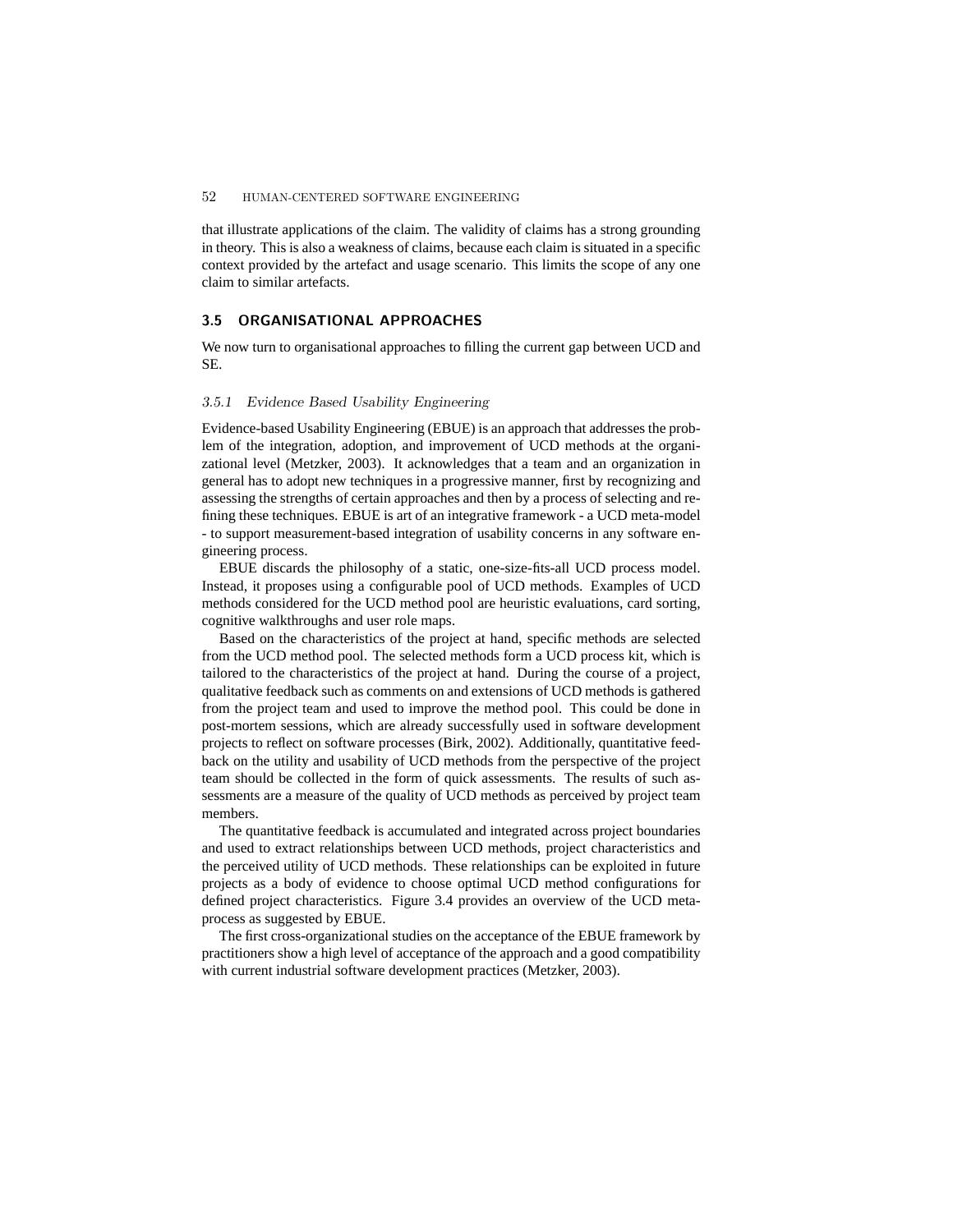that illustrate applications of the claim. The validity of claims has a strong grounding in theory. This is also a weakness of claims, because each claim is situated in a specific context provided by the artefact and usage scenario. This limits the scope of any one claim to similar artefacts.

## 3.5 ORGANISATIONAL APPROACHES

We now turn to organisational approaches to filling the current gap between UCD and SE.

### *3.5.1 Evidence Based Usability Engineering*

Evidence-based Usability Engineering (EBUE) is an approach that addresses the problem of the integration, adoption, and improvement of UCD methods at the organizational level (Metzker, 2003). It acknowledges that a team and an organization in general has to adopt new techniques in a progressive manner, first by recognizing and assessing the strengths of certain approaches and then by a process of selecting and refining these techniques. EBUE is art of an integrative framework - a UCD meta-model - to support measurement-based integration of usability concerns in any software engineering process.

EBUE discards the philosophy of a static, one-size-fits-all UCD process model. Instead, it proposes using a configurable pool of UCD methods. Examples of UCD methods considered for the UCD method pool are heuristic evaluations, card sorting, cognitive walkthroughs and user role maps.

Based on the characteristics of the project at hand, specific methods are selected from the UCD method pool. The selected methods form a UCD process kit, which is tailored to the characteristics of the project at hand. During the course of a project, qualitative feedback such as comments on and extensions of UCD methods is gathered from the project team and used to improve the method pool. This could be done in post-mortem sessions, which are already successfully used in software development projects to reflect on software processes (Birk, 2002). Additionally, quantitative feedback on the utility and usability of UCD methods from the perspective of the project team should be collected in the form of quick assessments. The results of such assessments are a measure of the quality of UCD methods as perceived by project team members.

The quantitative feedback is accumulated and integrated across project boundaries and used to extract relationships between UCD methods, project characteristics and the perceived utility of UCD methods. These relationships can be exploited in future projects as a body of evidence to choose optimal UCD method configurations for defined project characteristics. Figure 3.4 provides an overview of the UCD meta-process as suggested by EBUE.

The first cross-organizational studies on the acceptance of the EBUE framework by practitioners show a high level of acceptance of the approach and a good compatibility with current industrial software development practices (Metzker, 2003).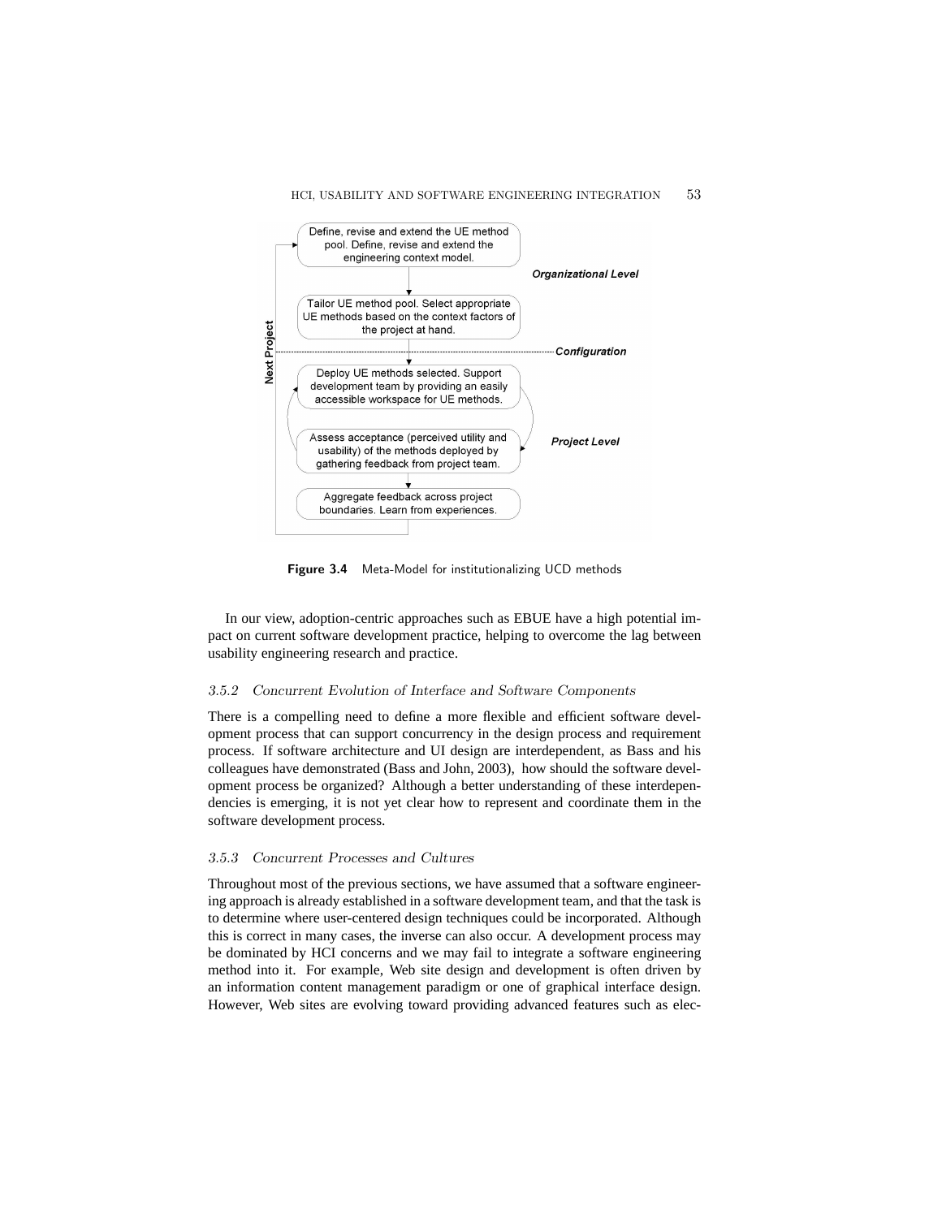Figure 3.4 Meta-Model for institutionalizing UCD methods

In our view, adoption-centric approaches such as EBUE have a high potential impact on current software development practice, helping to overcome the lag between usability engineering research and practice.

### 3.5.2 Concurrent Evolution of Interface and Software Components

There is a compelling need to define a more flexible and efficient software development process that can support concurrency in the design process and requirement process. If software architecture and UI design are interdependent, as Bass and his colleagues have demonstrated (Bass and John, 2003), how should the software development process be organized? Although a better understanding of these interdependencies is emerging, it is not yet clear how to represent and coordinate them in the software development process.

### 3.5.3 Concurrent Processes and Cultures

Throughout most of the previous sections, we have assumed that a software engineering approach is already established in a software development team, and that the task is to determine where user-centered design techniques could be incorporated. Although this is correct in many cases, the inverse can also occur. A development process may be dominated by HCI concerns and we may fail to integrate a software engineering method into it. For example, Web site design and development is often driven by an information content management paradigm or one of graphical interface design. However, Web sites are evolving toward providing advanced features such as elec-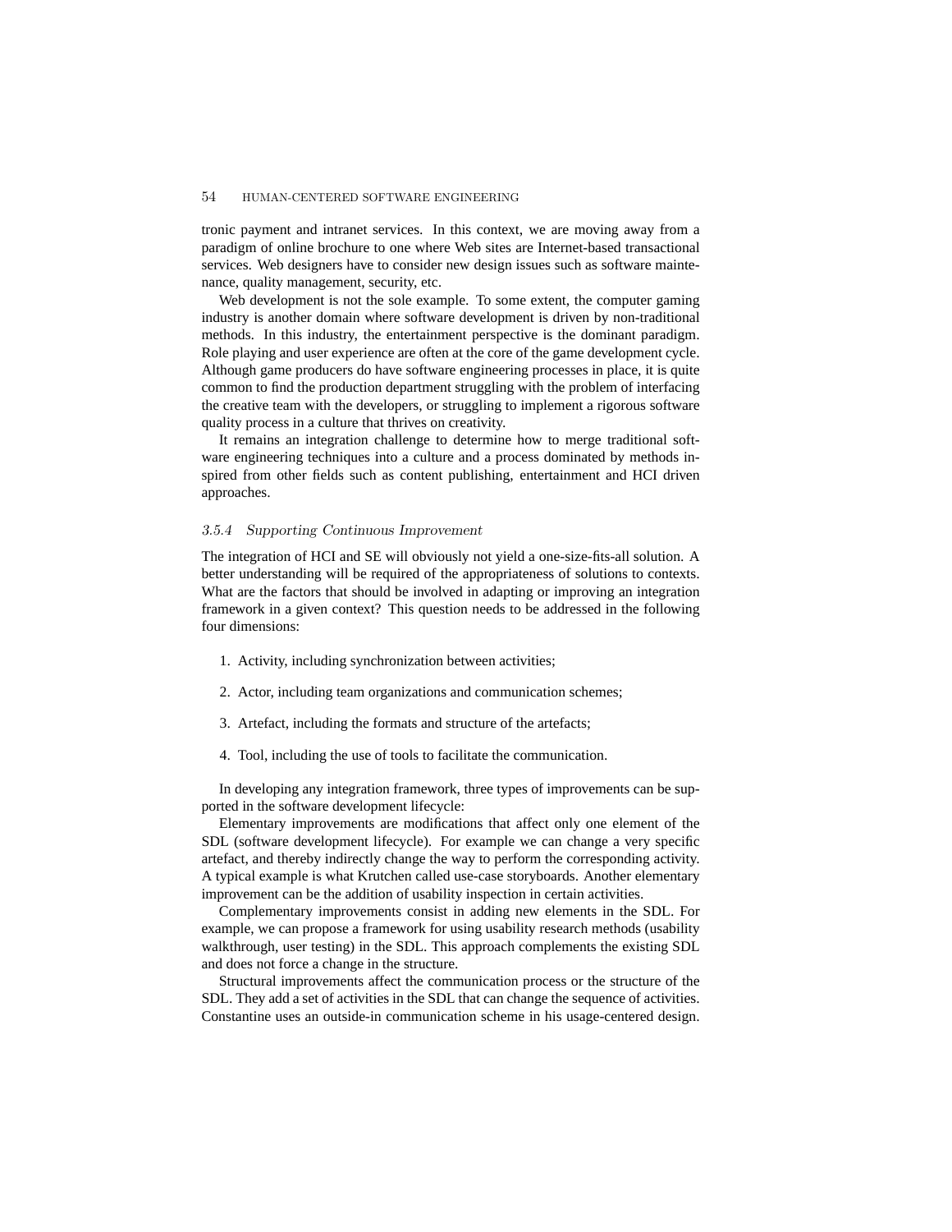tronic payment and intranet services. In this context, we are moving away from a paradigm of online brochure to one where Web sites are Internet-based transactional services. Web designers have to consider new design issues such as software maintenance, quality management, security, etc.

Web development is not the sole example. To some extent, the computer gaming industry is another domain where software development is driven by non-traditional methods. In this industry, the entertainment perspective is the dominant paradigm. Role playing and user experience are often at the core of the game development cycle. Although game producers do have software engineering processes in place, it is quite common to find the production department struggling with the problem of interfacing the creative team with the developers, or struggling to implement a rigorous software quality process in a culture that thrives on creativity.

It remains an integration challenge to determine how to merge traditional software engineering techniques into a culture and a process dominated by methods inspired from other fields such as content publishing, entertainment and HCI driven approaches.

### *3.5.4 Supporting Continuous Improvement*

The integration of HCI and SE will obviously not yield a one-size-fits-all solution. A better understanding will be required of the appropriateness of solutions to contexts. What are the factors that should be involved in adapting or improving an integration framework in a given context? This question needs to be addressed in the following four dimensions:

1. Activity, including synchronization between activities;
2. Actor, including team organizations and communication schemes;
3. Artefact, including the formats and structure of the artefacts;
4. Tool, including the use of tools to facilitate the communication.

In developing any integration framework, three types of improvements can be supported in the software development lifecycle:

Elementary improvements are modifications that affect only one element of the SDL (software development lifecycle). For example we can change a very specific artefact, and thereby indirectly change the way to perform the corresponding activity. A typical example is what Krutchen called use-case storyboards. Another elementary improvement can be the addition of usability inspection in certain activities.

Complementary improvements consist in adding new elements in the SDL. For example, we can propose a framework for using usability research methods (usability walkthrough, user testing) in the SDL. This approach complements the existing SDL and does not force a change in the structure.

Structural improvements affect the communication process or the structure of the SDL. They add a set of activities in the SDL that can change the sequence of activities. Constantine uses an outside-in communication scheme in his usage-centered design.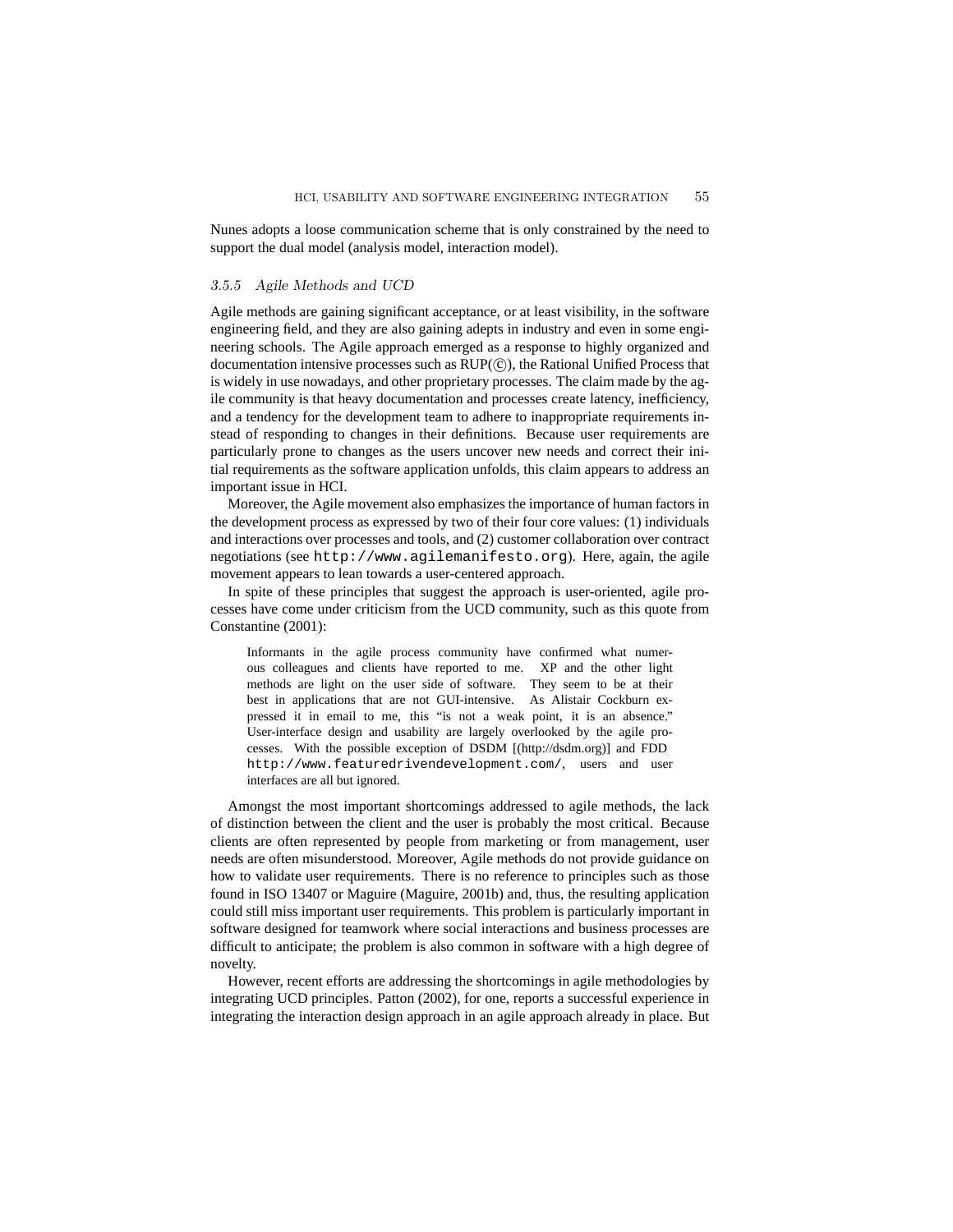Nunes adopts a loose communication scheme that is only constrained by the need to support the dual model (analysis model, interaction model).

### *3.5.5 Agile Methods and UCD*

Agile methods are gaining significant acceptance, or at least visibility, in the software engineering field, and they are also gaining adepts in industry and even in some engineering schools. The Agile approach emerged as a response to highly organized and documentation intensive processes such as RUP(©), the Rational Unified Process that is widely in use nowadays, and other proprietary processes. The claim made by the agile community is that heavy documentation and processes create latency, inefficiency, and a tendency for the development team to adhere to inappropriate requirements instead of responding to changes in their definitions. Because user requirements are particularly prone to changes as the users uncover new needs and correct their initial requirements as the software application unfolds, this claim appears to address an important issue in HCI.

Moreover, the Agile movement also emphasizes the importance of human factors in the development process as expressed by two of their four core values: (1) individuals and interactions over processes and tools, and (2) customer collaboration over contract negotiations (see `http://www.agilemanifesto.org`). Here, again, the agile movement appears to lean towards a user-centered approach.

In spite of these principles that suggest the approach is user-oriented, agile processes have come under criticism from the UCD community, such as this quote from Constantine (2001):

> Informants in the agile process community have confirmed what numerous colleagues and clients have reported to me. XP and the other light methods are light on the user side of software. They seem to be at their best in applications that are not GUI-intensive. As Alistair Cockburn expressed it in email to me, this "is not a weak point, it is an absence." User-interface design and usability are largely overlooked by the agile processes. With the possible exception of DSDM [(http://dsdm.org)] and FDD `http://www.featuredrivendevelopment.com/`, users and user interfaces are all but ignored.

Amongst the most important shortcomings addressed to agile methods, the lack of distinction between the client and the user is probably the most critical. Because clients are often represented by people from marketing or from management, user needs are often misunderstood. Moreover, Agile methods do not provide guidance on how to validate user requirements. There is no reference to principles such as those found in ISO 13407 or Maguire (Maguire, 2001b) and, thus, the resulting application could still miss important user requirements. This problem is particularly important in software designed for teamwork where social interactions and business processes are difficult to anticipate; the problem is also common in software with a high degree of novelty.

However, recent efforts are addressing the shortcomings in agile methodologies by integrating UCD principles. Patton (2002), for one, reports a successful experience in integrating the interaction design approach in an agile approach already in place. But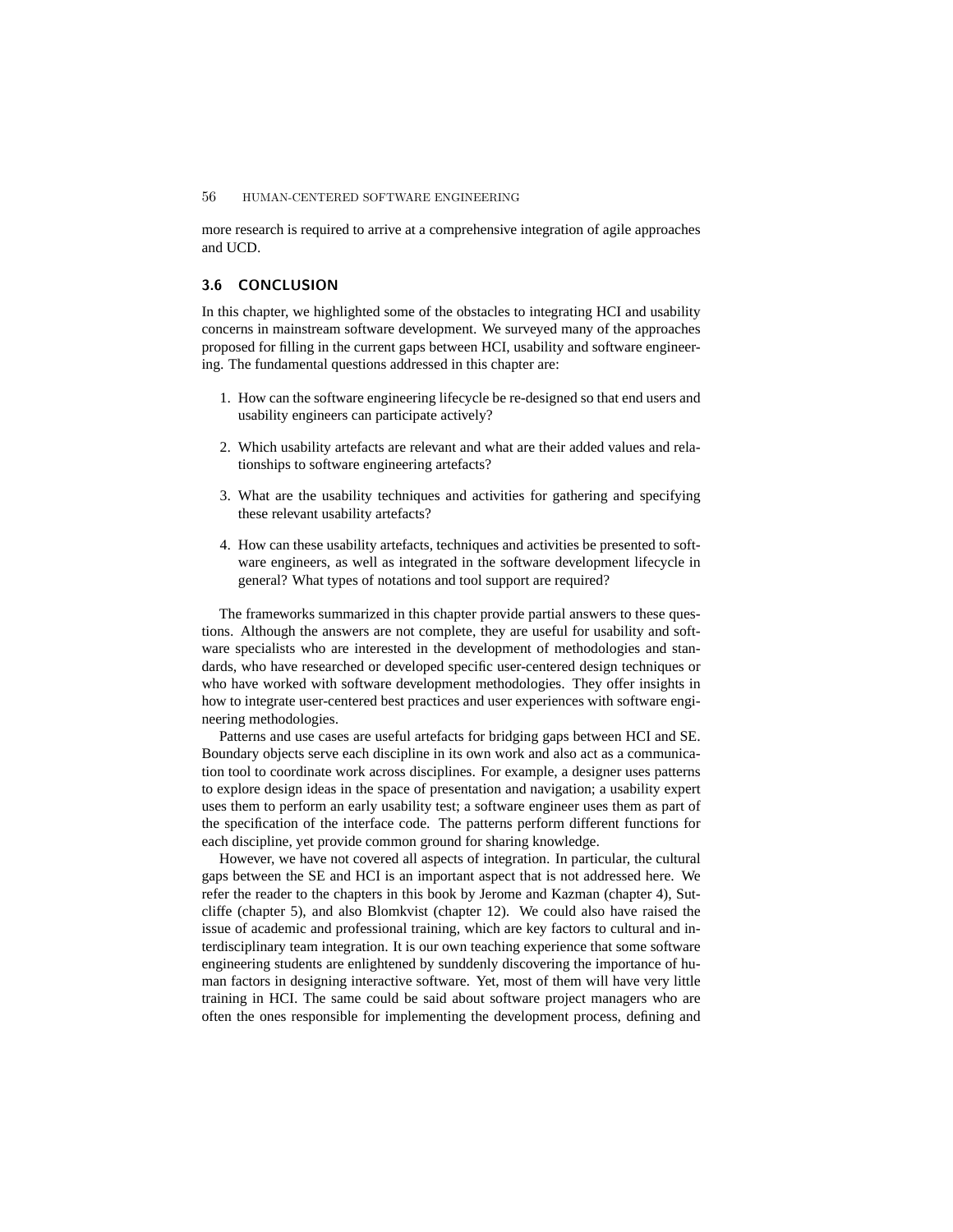more research is required to arrive at a comprehensive integration of agile approaches and UCD.

## 3.6 CONCLUSION

In this chapter, we highlighted some of the obstacles to integrating HCI and usability concerns in mainstream software development. We surveyed many of the approaches proposed for filling in the current gaps between HCI, usability and software engineering. The fundamental questions addressed in this chapter are:

1. How can the software engineering lifecycle be re-designed so that end users and usability engineers can participate actively?
2. Which usability artefacts are relevant and what are their added values and relationships to software engineering artefacts?
3. What are the usability techniques and activities for gathering and specifying these relevant usability artefacts?
4. How can these usability artefacts, techniques and activities be presented to software engineers, as well as integrated in the software development lifecycle in general? What types of notations and tool support are required?

The frameworks summarized in this chapter provide partial answers to these questions. Although the answers are not complete, they are useful for usability and software specialists who are interested in the development of methodologies and standards, who have researched or developed specific user-centered design techniques or who have worked with software development methodologies. They offer insights in how to integrate user-centered best practices and user experiences with software engineering methodologies.

Patterns and use cases are useful artefacts for bridging gaps between HCI and SE. Boundary objects serve each discipline in its own work and also act as a communication tool to coordinate work across disciplines. For example, a designer uses patterns to explore design ideas in the space of presentation and navigation; a usability expert uses them to perform an early usability test; a software engineer uses them as part of the specification of the interface code. The patterns perform different functions for each discipline, yet provide common ground for sharing knowledge.

However, we have not covered all aspects of integration. In particular, the cultural gaps between the SE and HCI is an important aspect that is not addressed here. We refer the reader to the chapters in this book by Jerome and Kazman (chapter 4), Sutcliffe (chapter 5), and also Blomkvist (chapter 12). We could also have raised the issue of academic and professional training, which are key factors to cultural and interdisciplinary team integration. It is our own teaching experience that some software engineering students are enlightened by sunddenly discovering the importance of human factors in designing interactive software. Yet, most of them will have very little training in HCI. The same could be said about software project managers who are often the ones responsible for implementing the development process, defining and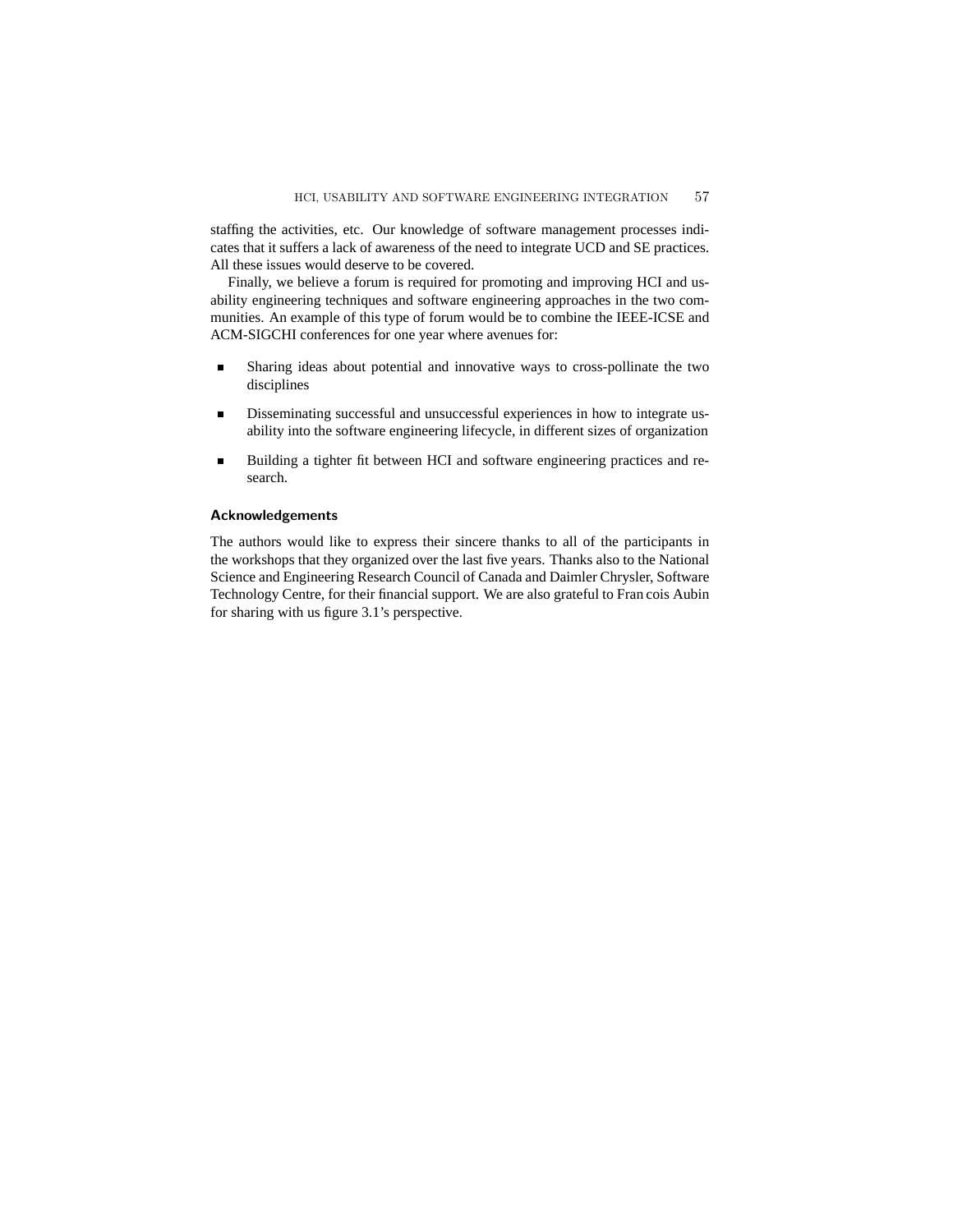staffing the activities, etc. Our knowledge of software management processes indicates that it suffers a lack of awareness of the need to integrate UCD and SE practices. All these issues would deserve to be covered.

Finally, we believe a forum is required for promoting and improving HCI and usability engineering techniques and software engineering approaches in the two communities. An example of this type of forum would be to combine the IEEE-ICSE and ACM-SIGCHI conferences for one year where avenues for:

- Sharing ideas about potential and innovative ways to cross-pollinate the two disciplines
- Disseminating successful and unsuccessful experiences in how to integrate usability into the software engineering lifecycle, in different sizes of organization
- Building a tighter fit between HCI and software engineering practices and research.

## Acknowledgements

The authors would like to express their sincere thanks to all of the participants in the workshops that they organized over the last five years. Thanks also to the National Science and Engineering Research Council of Canada and Daimler Chrysler, Software Technology Centre, for their financial support. We are also grateful to Fran cois Aubin for sharing with us figure 3.1's perspective.